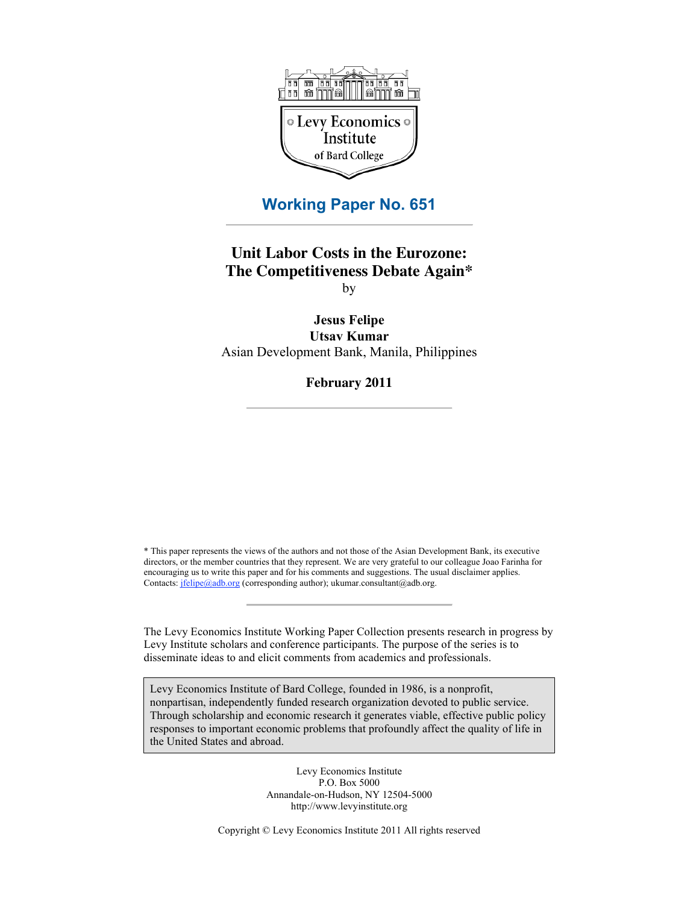Levy Economics Institute of Bard College

## Working Paper No. 651

# Unit Labor Costs in the Eurozone: The Competitiveness Debate Again*

by

**Jesus Felipe**
**Utsav Kumar**
Asian Development Bank, Manila, Philippines

**February 2011**

* This paper represents the views of the authors and not those of the Asian Development Bank, its executive directors, or the member countries that they represent. We are very grateful to our colleague Joao Farinha for encouraging us to write this paper and for his comments and suggestions. The usual disclaimer applies. Contacts: jfelipe@adb.org (corresponding author); ukumar.consultant@adb.org.

The Levy Economics Institute Working Paper Collection presents research in progress by Levy Institute scholars and conference participants. The purpose of the series is to disseminate ideas to and elicit comments from academics and professionals.

Levy Economics Institute of Bard College, founded in 1986, is a nonprofit, nonpartisan, independently funded research organization devoted to public service. Through scholarship and economic research it generates viable, effective public policy responses to important economic problems that profoundly affect the quality of life in the United States and abroad.

Levy Economics Institute
P.O. Box 5000
Annandale-on-Hudson, NY 12504-5000
http://www.levyinstitute.org

Copyright © Levy Economics Institute 2011 All rights reserved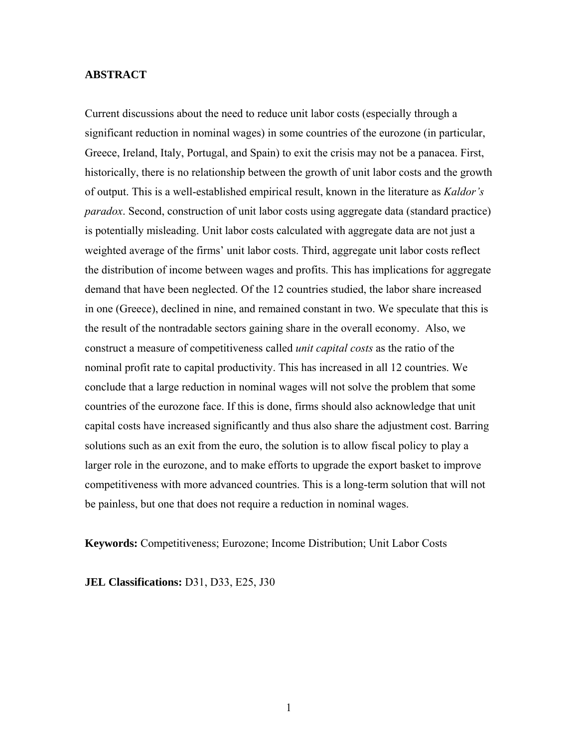**ABSTRACT**

Current discussions about the need to reduce unit labor costs (especially through a significant reduction in nominal wages) in some countries of the eurozone (in particular, Greece, Ireland, Italy, Portugal, and Spain) to exit the crisis may not be a panacea. First, historically, there is no relationship between the growth of unit labor costs and the growth of output. This is a well-established empirical result, known in the literature as *Kaldor's paradox*. Second, construction of unit labor costs using aggregate data (standard practice) is potentially misleading. Unit labor costs calculated with aggregate data are not just a weighted average of the firms' unit labor costs. Third, aggregate unit labor costs reflect the distribution of income between wages and profits. This has implications for aggregate demand that have been neglected. Of the 12 countries studied, the labor share increased in one (Greece), declined in nine, and remained constant in two. We speculate that this is the result of the nontradable sectors gaining share in the overall economy. Also, we construct a measure of competitiveness called *unit capital costs* as the ratio of the nominal profit rate to capital productivity. This has increased in all 12 countries. We conclude that a large reduction in nominal wages will not solve the problem that some countries of the eurozone face. If this is done, firms should also acknowledge that unit capital costs have increased significantly and thus also share the adjustment cost. Barring solutions such as an exit from the euro, the solution is to allow fiscal policy to play a larger role in the eurozone, and to make efforts to upgrade the export basket to improve competitiveness with more advanced countries. This is a long-term solution that will not be painless, but one that does not require a reduction in nominal wages.

**Keywords:** Competitiveness; Eurozone; Income Distribution; Unit Labor Costs

**JEL Classifications:** D31, D33, E25, J30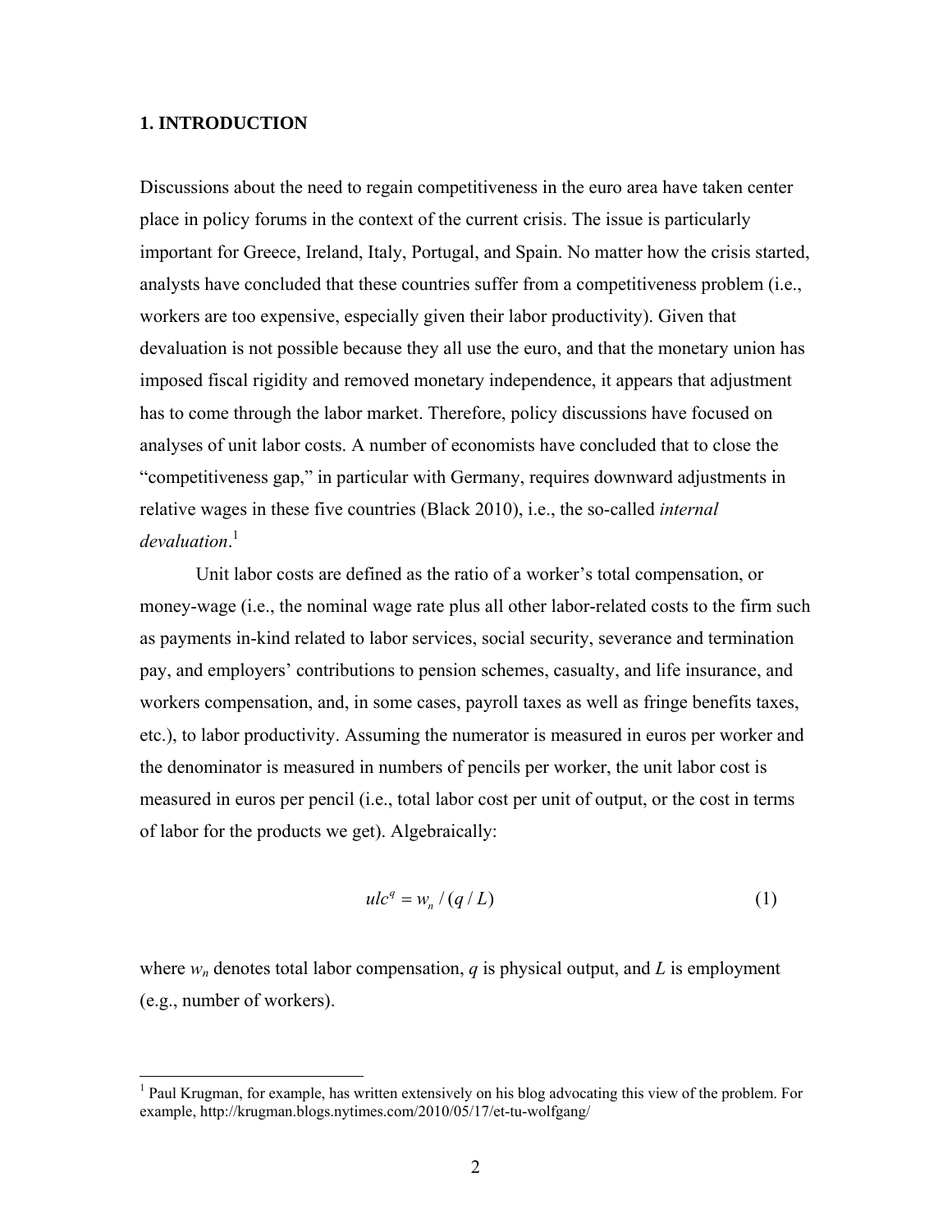## 1. INTRODUCTION

Discussions about the need to regain competitiveness in the euro area have taken center place in policy forums in the context of the current crisis. The issue is particularly important for Greece, Ireland, Italy, Portugal, and Spain. No matter how the crisis started, analysts have concluded that these countries suffer from a competitiveness problem (i.e., workers are too expensive, especially given their labor productivity). Given that devaluation is not possible because they all use the euro, and that the monetary union has imposed fiscal rigidity and removed monetary independence, it appears that adjustment has to come through the labor market. Therefore, policy discussions have focused on analyses of unit labor costs. A number of economists have concluded that to close the "competitiveness gap," in particular with Germany, requires downward adjustments in relative wages in these five countries (Black 2010), i.e., the so-called *internal devaluation*.[1]

Unit labor costs are defined as the ratio of a worker's total compensation, or money-wage (i.e., the nominal wage rate plus all other labor-related costs to the firm such as payments in-kind related to labor services, social security, severance and termination pay, and employers' contributions to pension schemes, casualty, and life insurance, and workers compensation, and, in some cases, payroll taxes as well as fringe benefits taxes, etc.), to labor productivity. Assuming the numerator is measured in euros per worker and the denominator is measured in numbers of pencils per worker, the unit labor cost is measured in euros per pencil (i.e., total labor cost per unit of output, or the cost in terms of labor for the products we get). Algebraically:

$$ulc^{q} = w_{n} / (q / L) \tag{1}$$

where $w_n$ denotes total labor compensation, $q$ is physical output, and $L$ is employment (e.g., number of workers).

[1] Paul Krugman, for example, has written extensively on his blog advocating this view of the problem. For example, http://krugman.blogs.nytimes.com/2010/05/17/et-tu-wolfgang/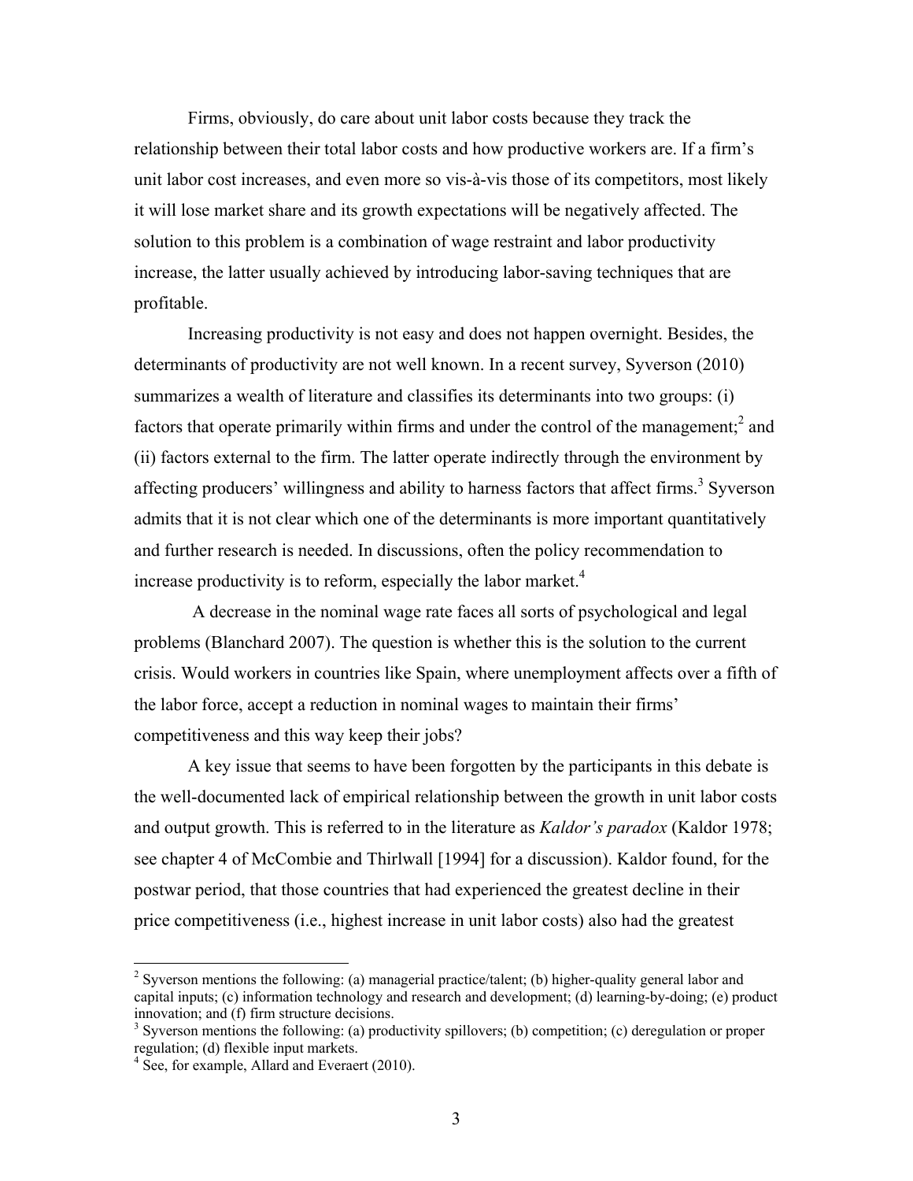Firms, obviously, do care about unit labor costs because they track the relationship between their total labor costs and how productive workers are. If a firm's unit labor cost increases, and even more so vis-à-vis those of its competitors, most likely it will lose market share and its growth expectations will be negatively affected. The solution to this problem is a combination of wage restraint and labor productivity increase, the latter usually achieved by introducing labor-saving techniques that are profitable.

Increasing productivity is not easy and does not happen overnight. Besides, the determinants of productivity are not well known. In a recent survey, Syverson (2010) summarizes a wealth of literature and classifies its determinants into two groups: (i) factors that operate primarily within firms and under the control of the management;[2] and (ii) factors external to the firm. The latter operate indirectly through the environment by affecting producers' willingness and ability to harness factors that affect firms.[3] Syverson admits that it is not clear which one of the determinants is more important quantitatively and further research is needed. In discussions, often the policy recommendation to increase productivity is to reform, especially the labor market.[4]

A decrease in the nominal wage rate faces all sorts of psychological and legal problems (Blanchard 2007). The question is whether this is the solution to the current crisis. Would workers in countries like Spain, where unemployment affects over a fifth of the labor force, accept a reduction in nominal wages to maintain their firms' competitiveness and this way keep their jobs?

A key issue that seems to have been forgotten by the participants in this debate is the well-documented lack of empirical relationship between the growth in unit labor costs and output growth. This is referred to in the literature as *Kaldor's paradox* (Kaldor 1978; see chapter 4 of McCombie and Thirlwall [1994] for a discussion). Kaldor found, for the postwar period, that those countries that had experienced the greatest decline in their price competitiveness (i.e., highest increase in unit labor costs) also had the greatest

[2] Syverson mentions the following: (a) managerial practice/talent; (b) higher-quality general labor and capital inputs; (c) information technology and research and development; (d) learning-by-doing; (e) product innovation; and (f) firm structure decisions.

[3] Syverson mentions the following: (a) productivity spillovers; (b) competition; (c) deregulation or proper regulation; (d) flexible input markets.

[4] See, for example, Allard and Everaert (2010).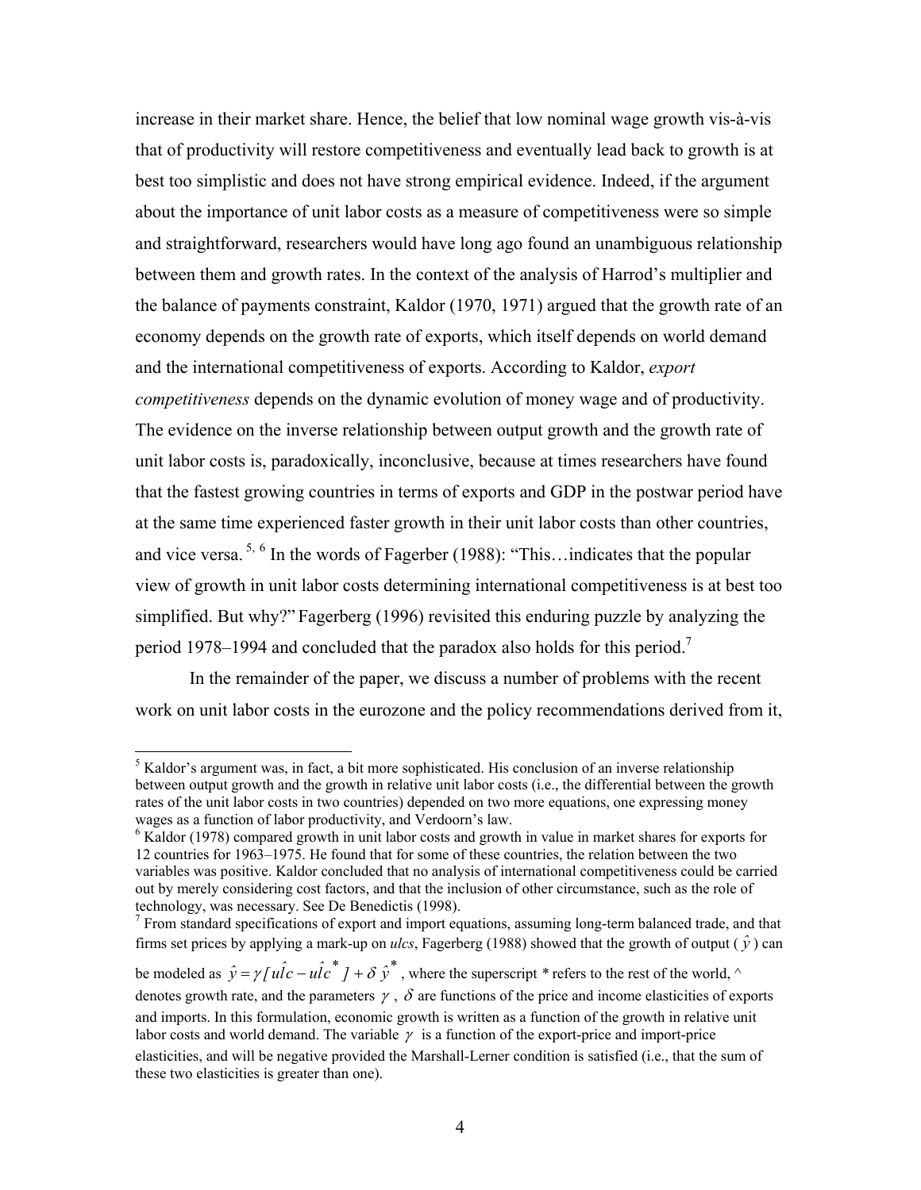increase in their market share. Hence, the belief that low nominal wage growth vis-à-vis that of productivity will restore competitiveness and eventually lead back to growth is at best too simplistic and does not have strong empirical evidence. Indeed, if the argument about the importance of unit labor costs as a measure of competitiveness were so simple and straightforward, researchers would have long ago found an unambiguous relationship between them and growth rates. In the context of the analysis of Harrod's multiplier and the balance of payments constraint, Kaldor (1970, 1971) argued that the growth rate of an economy depends on the growth rate of exports, which itself depends on world demand and the international competitiveness of exports. According to Kaldor, *export competitiveness* depends on the dynamic evolution of money wage and of productivity. The evidence on the inverse relationship between output growth and the growth rate of unit labor costs is, paradoxically, inconclusive, because at times researchers have found that the fastest growing countries in terms of exports and GDP in the postwar period have at the same time experienced faster growth in their unit labor costs than other countries, and vice versa. [5, 6] In the words of Fagerber (1988): "This…indicates that the popular view of growth in unit labor costs determining international competitiveness is at best too simplified. But why?" Fagerberg (1996) revisited this enduring puzzle by analyzing the period 1978–1994 and concluded that the paradox also holds for this period.[7]

In the remainder of the paper, we discuss a number of problems with the recent work on unit labor costs in the eurozone and the policy recommendations derived from it,

---

[5] Kaldor's argument was, in fact, a bit more sophisticated. His conclusion of an inverse relationship between output growth and the growth in relative unit labor costs (i.e., the differential between the growth rates of the unit labor costs in two countries) depended on two more equations, one expressing money wages as a function of labor productivity, and Verdoorn's law.

[6] Kaldor (1978) compared growth in unit labor costs and growth in value in market shares for exports for 12 countries for 1963–1975. He found that for some of these countries, the relation between the two variables was positive. Kaldor concluded that no analysis of international competitiveness could be carried out by merely considering cost factors, and that the inclusion of other circumstance, such as the role of technology, was necessary. See De Benedictis (1998).

[7] From standard specifications of export and import equations, assuming long-term balanced trade, and that firms set prices by applying a mark-up on *ulcs*, Fagerberg (1988) showed that the growth of output ($\hat{y}$) can be modeled as $\hat{y} = \gamma\,[\hat{ulc} - \hat{ulc}^{*}\,] + \delta\,\hat{y}^{*}$, where the superscript * refers to the rest of the world, ^ denotes growth rate, and the parameters $\gamma$, $\delta$ are functions of the price and income elasticities of exports and imports. In this formulation, economic growth is written as a function of the growth in relative unit labor costs and world demand. The variable $\gamma$ is a function of the export-price and import-price elasticities, and will be negative provided the Marshall-Lerner condition is satisfied (i.e., that the sum of these two elasticities is greater than one).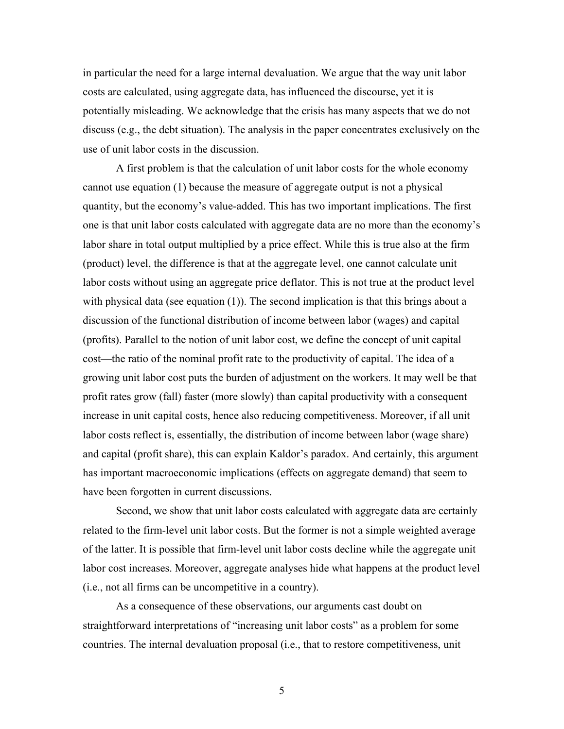in particular the need for a large internal devaluation. We argue that the way unit labor costs are calculated, using aggregate data, has influenced the discourse, yet it is potentially misleading. We acknowledge that the crisis has many aspects that we do not discuss (e.g., the debt situation). The analysis in the paper concentrates exclusively on the use of unit labor costs in the discussion.

A first problem is that the calculation of unit labor costs for the whole economy cannot use equation (1) because the measure of aggregate output is not a physical quantity, but the economy's value-added. This has two important implications. The first one is that unit labor costs calculated with aggregate data are no more than the economy's labor share in total output multiplied by a price effect. While this is true also at the firm (product) level, the difference is that at the aggregate level, one cannot calculate unit labor costs without using an aggregate price deflator. This is not true at the product level with physical data (see equation (1)). The second implication is that this brings about a discussion of the functional distribution of income between labor (wages) and capital (profits). Parallel to the notion of unit labor cost, we define the concept of unit capital cost—the ratio of the nominal profit rate to the productivity of capital. The idea of a growing unit labor cost puts the burden of adjustment on the workers. It may well be that profit rates grow (fall) faster (more slowly) than capital productivity with a consequent increase in unit capital costs, hence also reducing competitiveness. Moreover, if all unit labor costs reflect is, essentially, the distribution of income between labor (wage share) and capital (profit share), this can explain Kaldor's paradox. And certainly, this argument has important macroeconomic implications (effects on aggregate demand) that seem to have been forgotten in current discussions.

Second, we show that unit labor costs calculated with aggregate data are certainly related to the firm-level unit labor costs. But the former is not a simple weighted average of the latter. It is possible that firm-level unit labor costs decline while the aggregate unit labor cost increases. Moreover, aggregate analyses hide what happens at the product level (i.e., not all firms can be uncompetitive in a country).

As a consequence of these observations, our arguments cast doubt on straightforward interpretations of "increasing unit labor costs" as a problem for some countries. The internal devaluation proposal (i.e., that to restore competitiveness, unit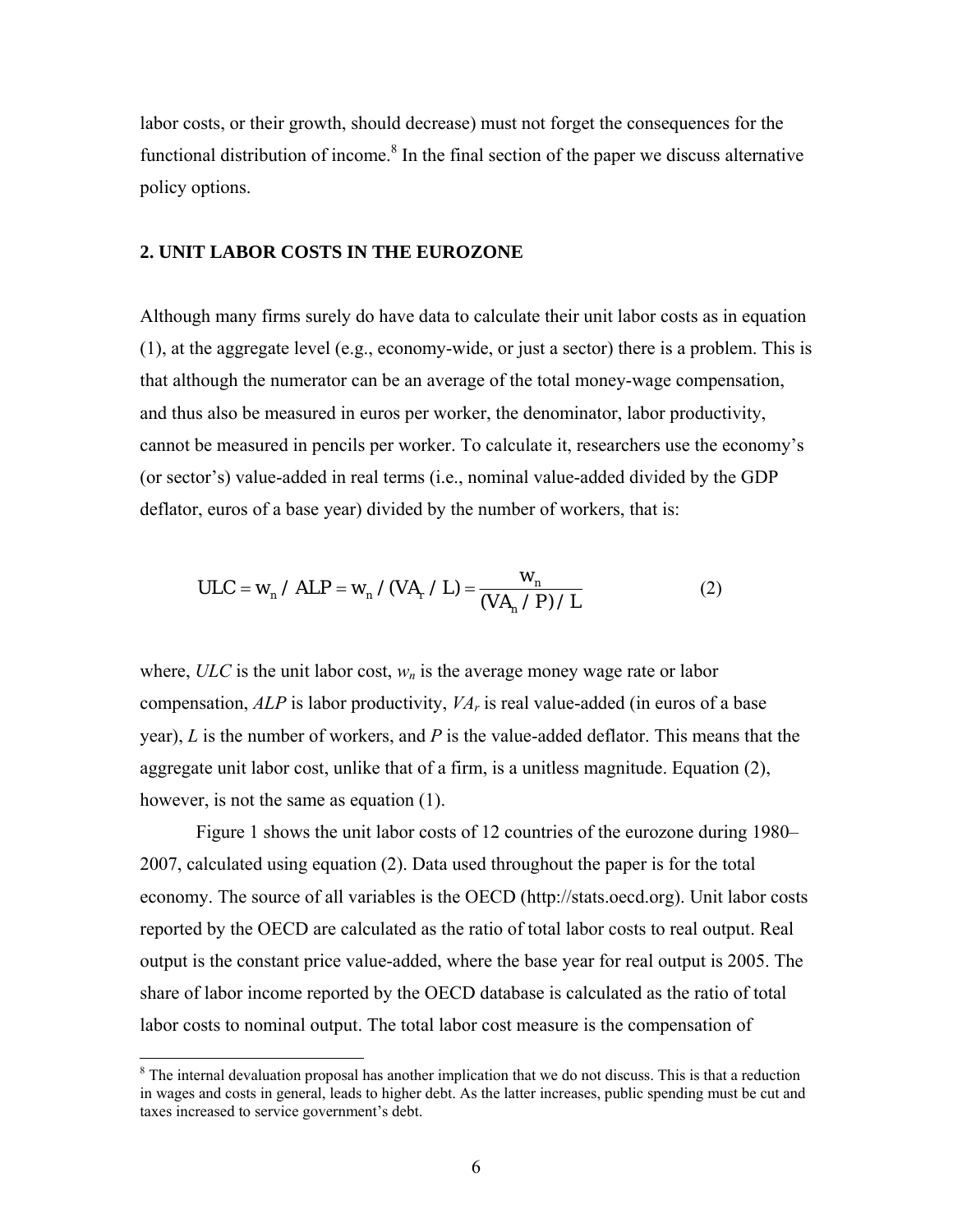labor costs, or their growth, should decrease) must not forget the consequences for the functional distribution of income.[8] In the final section of the paper we discuss alternative policy options.

## 2. UNIT LABOR COSTS IN THE EUROZONE

Although many firms surely do have data to calculate their unit labor costs as in equation (1), at the aggregate level (e.g., economy-wide, or just a sector) there is a problem. This is that although the numerator can be an average of the total money-wage compensation, and thus also be measured in euros per worker, the denominator, labor productivity, cannot be measured in pencils per worker. To calculate it, researchers use the economy's (or sector's) value-added in real terms (i.e., nominal value-added divided by the GDP deflator, euros of a base year) divided by the number of workers, that is:

$$ULC = w_n / ALP = w_n / (VA_r / L) = \frac{w_n}{(VA_n / P) / L} \qquad (2)$$

where, *ULC* is the unit labor cost, $w_n$ is the average money wage rate or labor compensation, *ALP* is labor productivity, $VA_r$ is real value-added (in euros of a base year), *L* is the number of workers, and *P* is the value-added deflator. This means that the aggregate unit labor cost, unlike that of a firm, is a unitless magnitude. Equation (2), however, is not the same as equation (1).

Figure 1 shows the unit labor costs of 12 countries of the eurozone during 1980–2007, calculated using equation (2). Data used throughout the paper is for the total economy. The source of all variables is the OECD (http://stats.oecd.org). Unit labor costs reported by the OECD are calculated as the ratio of total labor costs to real output. Real output is the constant price value-added, where the base year for real output is 2005. The share of labor income reported by the OECD database is calculated as the ratio of total labor costs to nominal output. The total labor cost measure is the compensation of

[8] The internal devaluation proposal has another implication that we do not discuss. This is that a reduction in wages and costs in general, leads to higher debt. As the latter increases, public spending must be cut and taxes increased to service government's debt.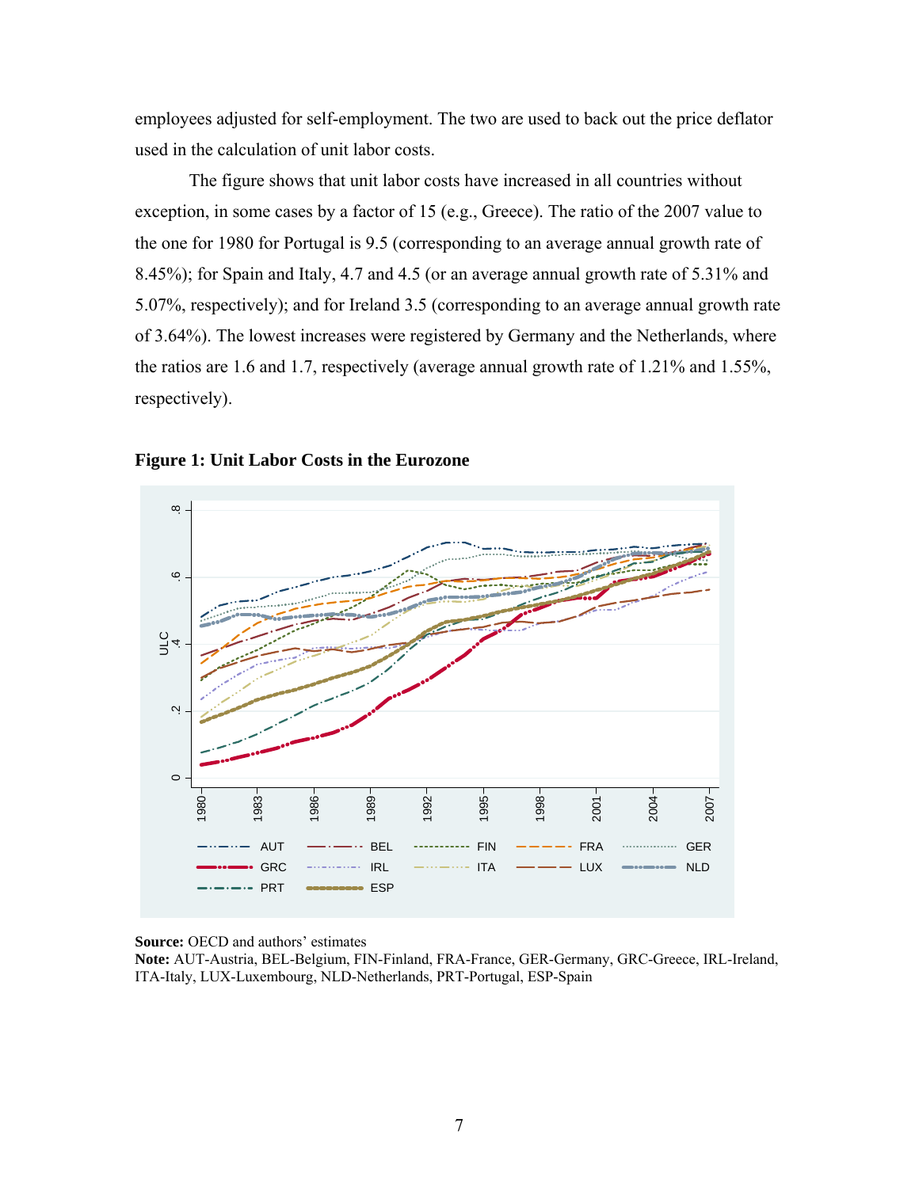employees adjusted for self-employment. The two are used to back out the price deflator used in the calculation of unit labor costs.

The figure shows that unit labor costs have increased in all countries without exception, in some cases by a factor of 15 (e.g., Greece). The ratio of the 2007 value to the one for 1980 for Portugal is 9.5 (corresponding to an average annual growth rate of 8.45%); for Spain and Italy, 4.7 and 4.5 (or an average annual growth rate of 5.31% and 5.07%, respectively); and for Ireland 3.5 (corresponding to an average annual growth rate of 3.64%). The lowest increases were registered by Germany and the Netherlands, where the ratios are 1.6 and 1.7, respectively (average annual growth rate of 1.21% and 1.55%, respectively).

**Figure 1: Unit Labor Costs in the Eurozone**

**Source:** OECD and authors' estimates
**Note:** AUT-Austria, BEL-Belgium, FIN-Finland, FRA-France, GER-Germany, GRC-Greece, IRL-Ireland, ITA-Italy, LUX-Luxembourg, NLD-Netherlands, PRT-Portugal, ESP-Spain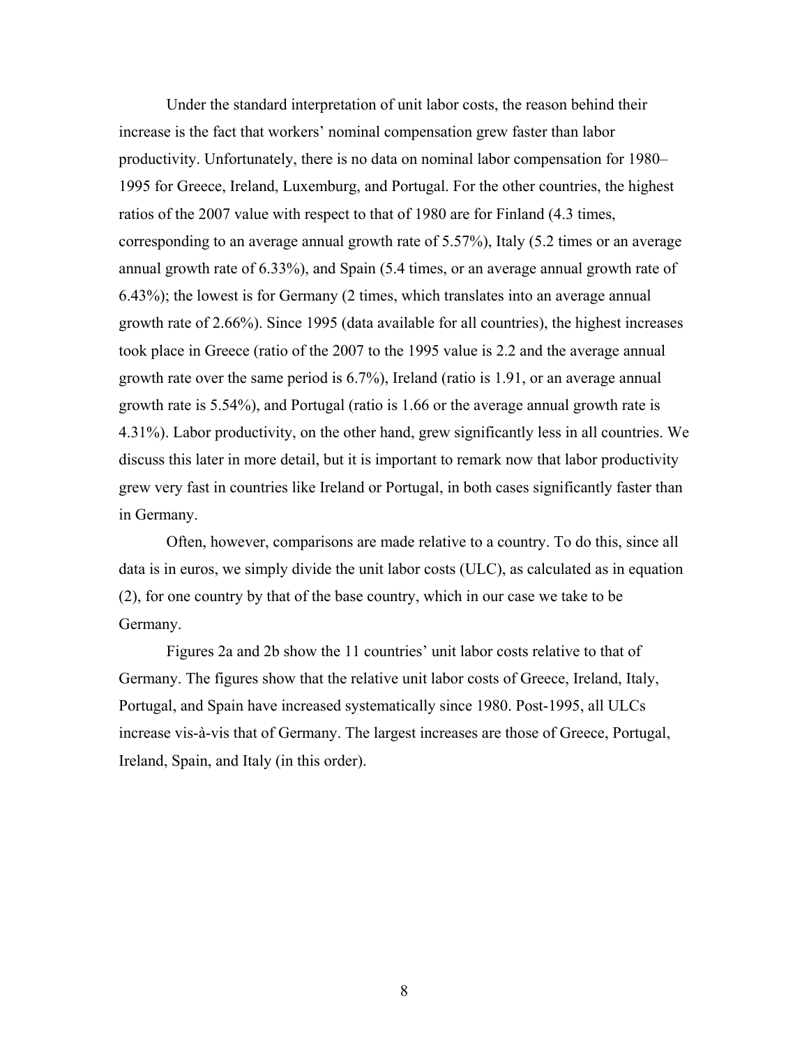Under the standard interpretation of unit labor costs, the reason behind their increase is the fact that workers' nominal compensation grew faster than labor productivity. Unfortunately, there is no data on nominal labor compensation for 1980–1995 for Greece, Ireland, Luxemburg, and Portugal. For the other countries, the highest ratios of the 2007 value with respect to that of 1980 are for Finland (4.3 times, corresponding to an average annual growth rate of 5.57%), Italy (5.2 times or an average annual growth rate of 6.33%), and Spain (5.4 times, or an average annual growth rate of 6.43%); the lowest is for Germany (2 times, which translates into an average annual growth rate of 2.66%). Since 1995 (data available for all countries), the highest increases took place in Greece (ratio of the 2007 to the 1995 value is 2.2 and the average annual growth rate over the same period is 6.7%), Ireland (ratio is 1.91, or an average annual growth rate is 5.54%), and Portugal (ratio is 1.66 or the average annual growth rate is 4.31%). Labor productivity, on the other hand, grew significantly less in all countries. We discuss this later in more detail, but it is important to remark now that labor productivity grew very fast in countries like Ireland or Portugal, in both cases significantly faster than in Germany.

Often, however, comparisons are made relative to a country. To do this, since all data is in euros, we simply divide the unit labor costs (ULC), as calculated as in equation (2), for one country by that of the base country, which in our case we take to be Germany.

Figures 2a and 2b show the 11 countries' unit labor costs relative to that of Germany. The figures show that the relative unit labor costs of Greece, Ireland, Italy, Portugal, and Spain have increased systematically since 1980. Post-1995, all ULCs increase vis-à-vis that of Germany. The largest increases are those of Greece, Portugal, Ireland, Spain, and Italy (in this order).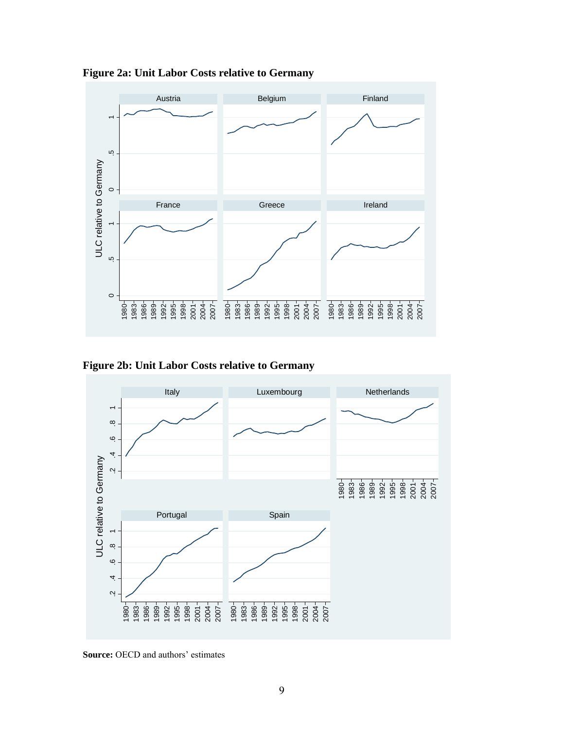**Figure 2a: Unit Labor Costs relative to Germany**

**Figure 2b: Unit Labor Costs relative to Germany**

**Source:** OECD and authors' estimates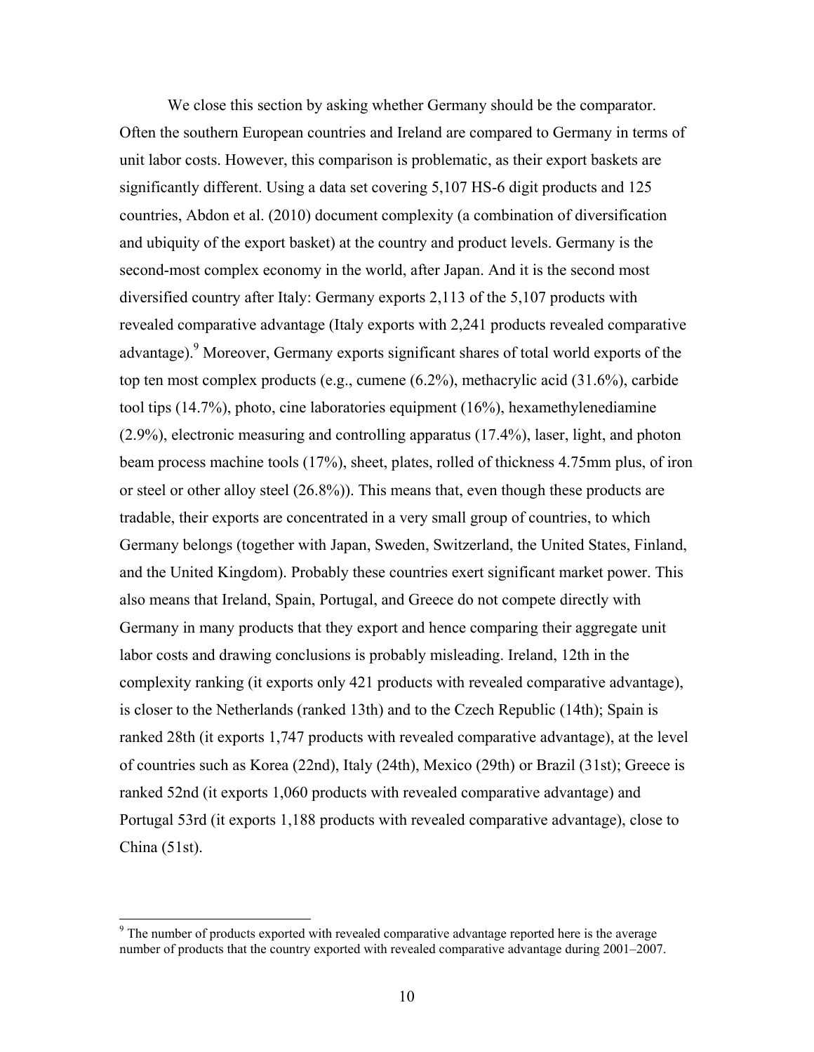We close this section by asking whether Germany should be the comparator. Often the southern European countries and Ireland are compared to Germany in terms of unit labor costs. However, this comparison is problematic, as their export baskets are significantly different. Using a data set covering 5,107 HS-6 digit products and 125 countries, Abdon et al. (2010) document complexity (a combination of diversification and ubiquity of the export basket) at the country and product levels. Germany is the second-most complex economy in the world, after Japan. And it is the second most diversified country after Italy: Germany exports 2,113 of the 5,107 products with revealed comparative advantage (Italy exports with 2,241 products revealed comparative advantage).[9] Moreover, Germany exports significant shares of total world exports of the top ten most complex products (e.g., cumene (6.2%), methacrylic acid (31.6%), carbide tool tips (14.7%), photo, cine laboratories equipment (16%), hexamethylenediamine (2.9%), electronic measuring and controlling apparatus (17.4%), laser, light, and photon beam process machine tools (17%), sheet, plates, rolled of thickness 4.75mm plus, of iron or steel or other alloy steel (26.8%)). This means that, even though these products are tradable, their exports are concentrated in a very small group of countries, to which Germany belongs (together with Japan, Sweden, Switzerland, the United States, Finland, and the United Kingdom). Probably these countries exert significant market power. This also means that Ireland, Spain, Portugal, and Greece do not compete directly with Germany in many products that they export and hence comparing their aggregate unit labor costs and drawing conclusions is probably misleading. Ireland, 12th in the complexity ranking (it exports only 421 products with revealed comparative advantage), is closer to the Netherlands (ranked 13th) and to the Czech Republic (14th); Spain is ranked 28th (it exports 1,747 products with revealed comparative advantage), at the level of countries such as Korea (22nd), Italy (24th), Mexico (29th) or Brazil (31st); Greece is ranked 52nd (it exports 1,060 products with revealed comparative advantage) and Portugal 53rd (it exports 1,188 products with revealed comparative advantage), close to China (51st).

[9] The number of products exported with revealed comparative advantage reported here is the average number of products that the country exported with revealed comparative advantage during 2001–2007.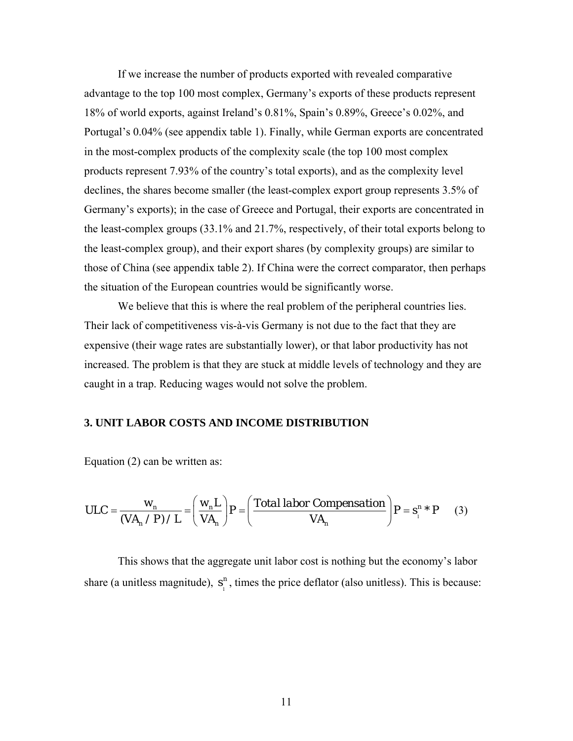If we increase the number of products exported with revealed comparative advantage to the top 100 most complex, Germany's exports of these products represent 18% of world exports, against Ireland's 0.81%, Spain's 0.89%, Greece's 0.02%, and Portugal's 0.04% (see appendix table 1). Finally, while German exports are concentrated in the most-complex products of the complexity scale (the top 100 most complex products represent 7.93% of the country's total exports), and as the complexity level declines, the shares become smaller (the least-complex export group represents 3.5% of Germany's exports); in the case of Greece and Portugal, their exports are concentrated in the least-complex groups (33.1% and 21.7%, respectively, of their total exports belong to the least-complex group), and their export shares (by complexity groups) are similar to those of China (see appendix table 2). If China were the correct comparator, then perhaps the situation of the European countries would be significantly worse.

We believe that this is where the real problem of the peripheral countries lies. Their lack of competitiveness vis-à-vis Germany is not due to the fact that they are expensive (their wage rates are substantially lower), or that labor productivity has not increased. The problem is that they are stuck at middle levels of technology and they are caught in a trap. Reducing wages would not solve the problem.

## 3. UNIT LABOR COSTS AND INCOME DISTRIBUTION

Equation (2) can be written as:

$$ULC = \frac{w_n}{(VA_n / P)/L} = \left(\frac{w_n L}{VA_n}\right) P = \left(\frac{\text{Total labor Compensation}}{VA_n}\right) P = s_l^n * P \qquad (3)$$

This shows that the aggregate unit labor cost is nothing but the economy's labor share (a unitless magnitude), $s_l^n$, times the price deflator (also unitless). This is because: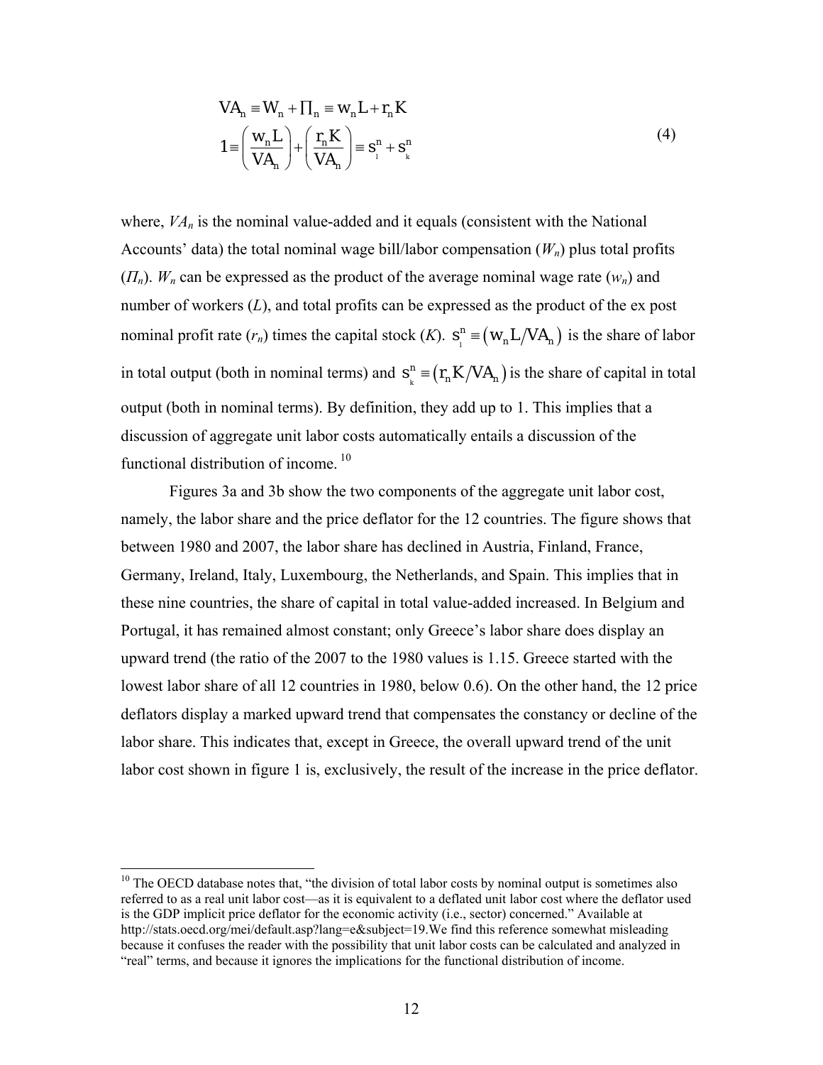$$
\begin{aligned}
VA_n &\equiv W_n + \Pi_n \equiv w_n L + r_n K \\
1 &\equiv \left(\frac{w_n L}{VA_n}\right) + \left(\frac{r_n K}{VA_n}\right) \equiv s_l^n + s_k^n
\end{aligned}
\tag{4}
$$

where, $VA_n$ is the nominal value-added and it equals (consistent with the National Accounts' data) the total nominal wage bill/labor compensation ($W_n$) plus total profits ($\Pi_n$). $W_n$ can be expressed as the product of the average nominal wage rate ($w_n$) and number of workers ($L$), and total profits can be expressed as the product of the ex post nominal profit rate ($r_n$) times the capital stock ($K$). $s_l^n \equiv (w_n L / VA_n)$ is the share of labor in total output (both in nominal terms) and $s_k^n \equiv (r_n K / VA_n)$ is the share of capital in total output (both in nominal terms). By definition, they add up to 1. This implies that a discussion of aggregate unit labor costs automatically entails a discussion of the functional distribution of income.[10]

Figures 3a and 3b show the two components of the aggregate unit labor cost, namely, the labor share and the price deflator for the 12 countries. The figure shows that between 1980 and 2007, the labor share has declined in Austria, Finland, France, Germany, Ireland, Italy, Luxembourg, the Netherlands, and Spain. This implies that in these nine countries, the share of capital in total value-added increased. In Belgium and Portugal, it has remained almost constant; only Greece's labor share does display an upward trend (the ratio of the 2007 to the 1980 values is 1.15. Greece started with the lowest labor share of all 12 countries in 1980, below 0.6). On the other hand, the 12 price deflators display a marked upward trend that compensates the constancy or decline of the labor share. This indicates that, except in Greece, the overall upward trend of the unit labor cost shown in figure 1 is, exclusively, the result of the increase in the price deflator.

[10] The OECD database notes that, "the division of total labor costs by nominal output is sometimes also referred to as a real unit labor cost—as it is equivalent to a deflated unit labor cost where the deflator used is the GDP implicit price deflator for the economic activity (i.e., sector) concerned." Available at http://stats.oecd.org/mei/default.asp?lang=e&subject=19.We find this reference somewhat misleading because it confuses the reader with the possibility that unit labor costs can be calculated and analyzed in "real" terms, and because it ignores the implications for the functional distribution of income.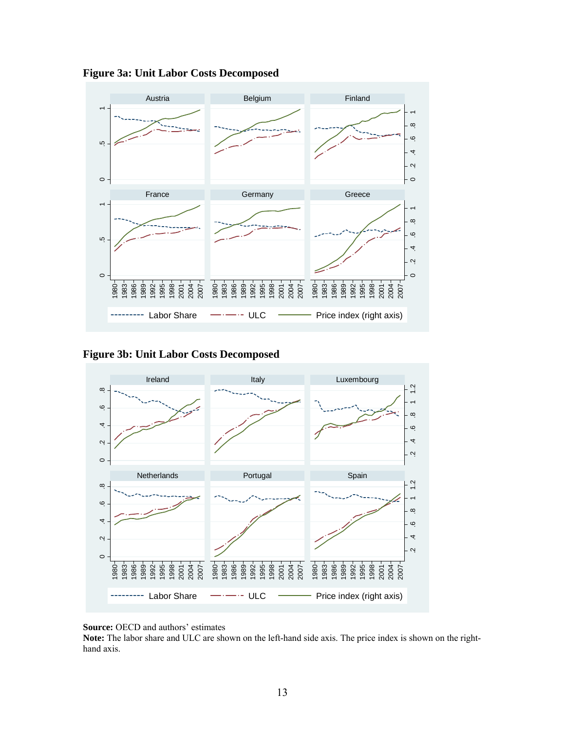**Figure 3a: Unit Labor Costs Decomposed**

**Figure 3b: Unit Labor Costs Decomposed**

**Source:** OECD and authors' estimates
**Note:** The labor share and ULC are shown on the left-hand side axis. The price index is shown on the right-hand axis.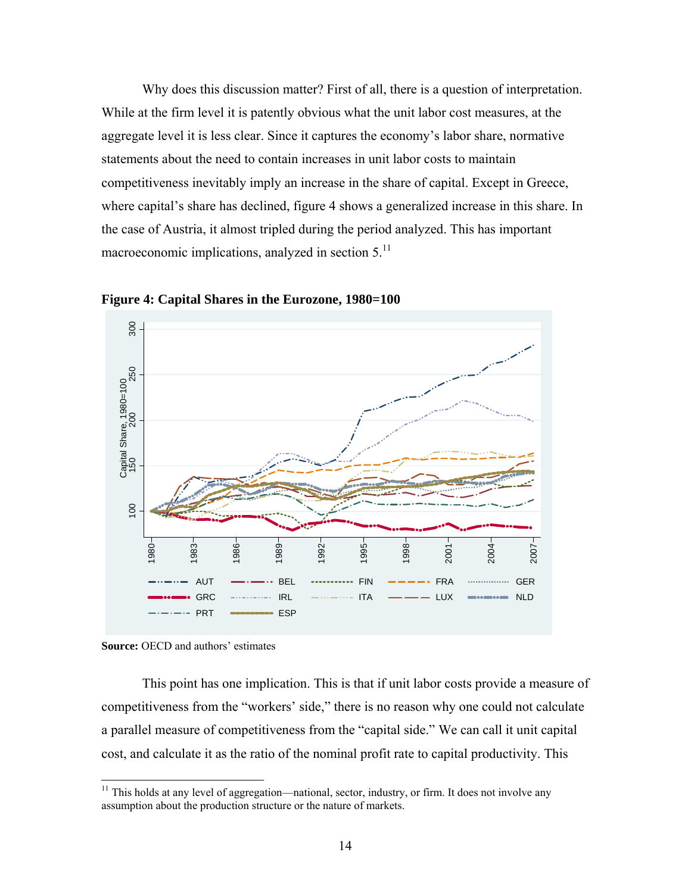Why does this discussion matter? First of all, there is a question of interpretation. While at the firm level it is patently obvious what the unit labor cost measures, at the aggregate level it is less clear. Since it captures the economy's labor share, normative statements about the need to contain increases in unit labor costs to maintain competitiveness inevitably imply an increase in the share of capital. Except in Greece, where capital's share has declined, figure 4 shows a generalized increase in this share. In the case of Austria, it almost tripled during the period analyzed. This has important macroeconomic implications, analyzed in section 5.[11]

**Figure 4: Capital Shares in the Eurozone, 1980=100**

**Source:** OECD and authors' estimates

This point has one implication. This is that if unit labor costs provide a measure of competitiveness from the "workers' side," there is no reason why one could not calculate a parallel measure of competitiveness from the "capital side." We can call it unit capital cost, and calculate it as the ratio of the nominal profit rate to capital productivity. This

[11] This holds at any level of aggregation—national, sector, industry, or firm. It does not involve any assumption about the production structure or the nature of markets.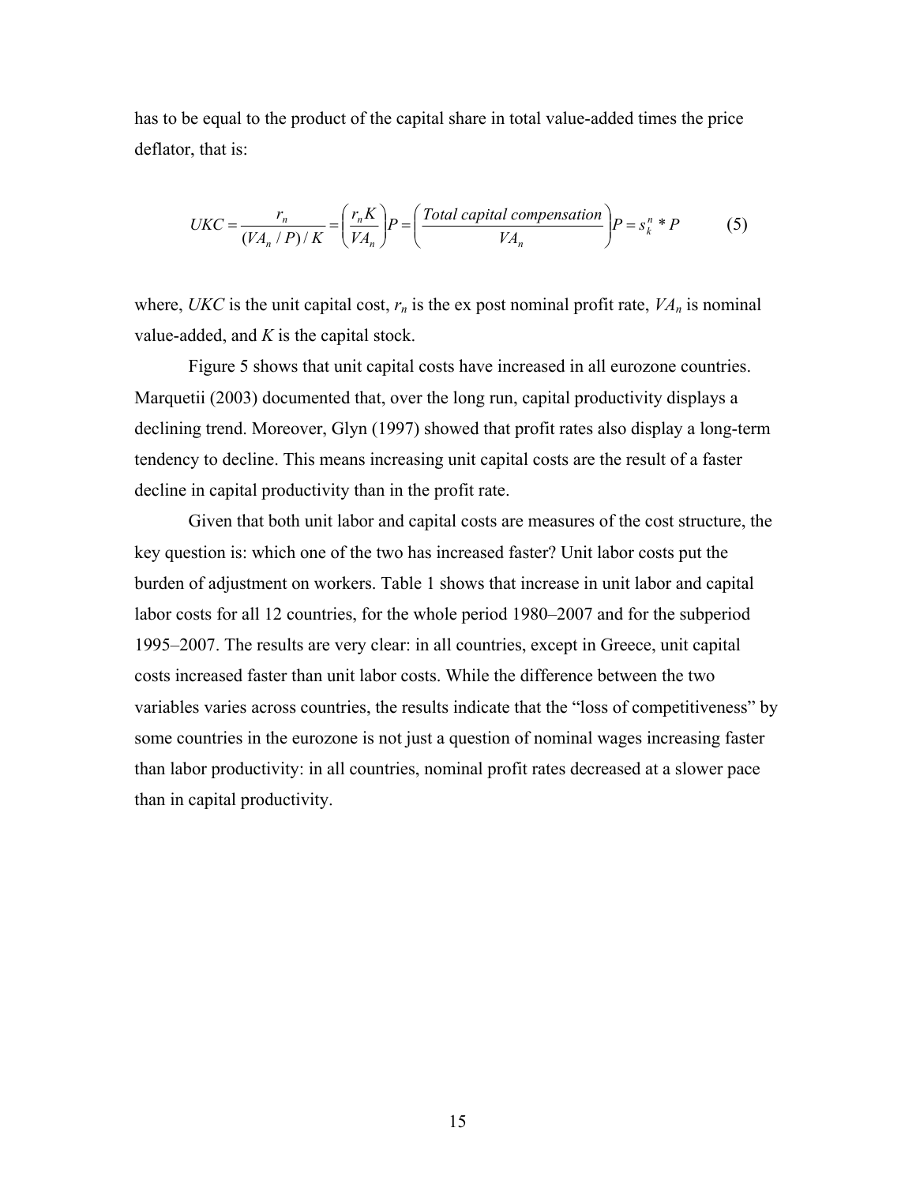has to be equal to the product of the capital share in total value-added times the price deflator, that is:

$$UKC = \frac{r_n}{(VA_n / P)/K} = \left(\frac{r_n K}{VA_n}\right)P = \left(\frac{\textit{Total capital compensation}}{VA_n}\right)P = s_k^n * P \qquad (5)$$

where, *UKC* is the unit capital cost, $r_n$ is the ex post nominal profit rate, $VA_n$ is nominal value-added, and *K* is the capital stock.

Figure 5 shows that unit capital costs have increased in all eurozone countries. Marquetii (2003) documented that, over the long run, capital productivity displays a declining trend. Moreover, Glyn (1997) showed that profit rates also display a long-term tendency to decline. This means increasing unit capital costs are the result of a faster decline in capital productivity than in the profit rate.

Given that both unit labor and capital costs are measures of the cost structure, the key question is: which one of the two has increased faster? Unit labor costs put the burden of adjustment on workers. Table 1 shows that increase in unit labor and capital labor costs for all 12 countries, for the whole period 1980–2007 and for the subperiod 1995–2007. The results are very clear: in all countries, except in Greece, unit capital costs increased faster than unit labor costs. While the difference between the two variables varies across countries, the results indicate that the "loss of competitiveness" by some countries in the eurozone is not just a question of nominal wages increasing faster than labor productivity: in all countries, nominal profit rates decreased at a slower pace than in capital productivity.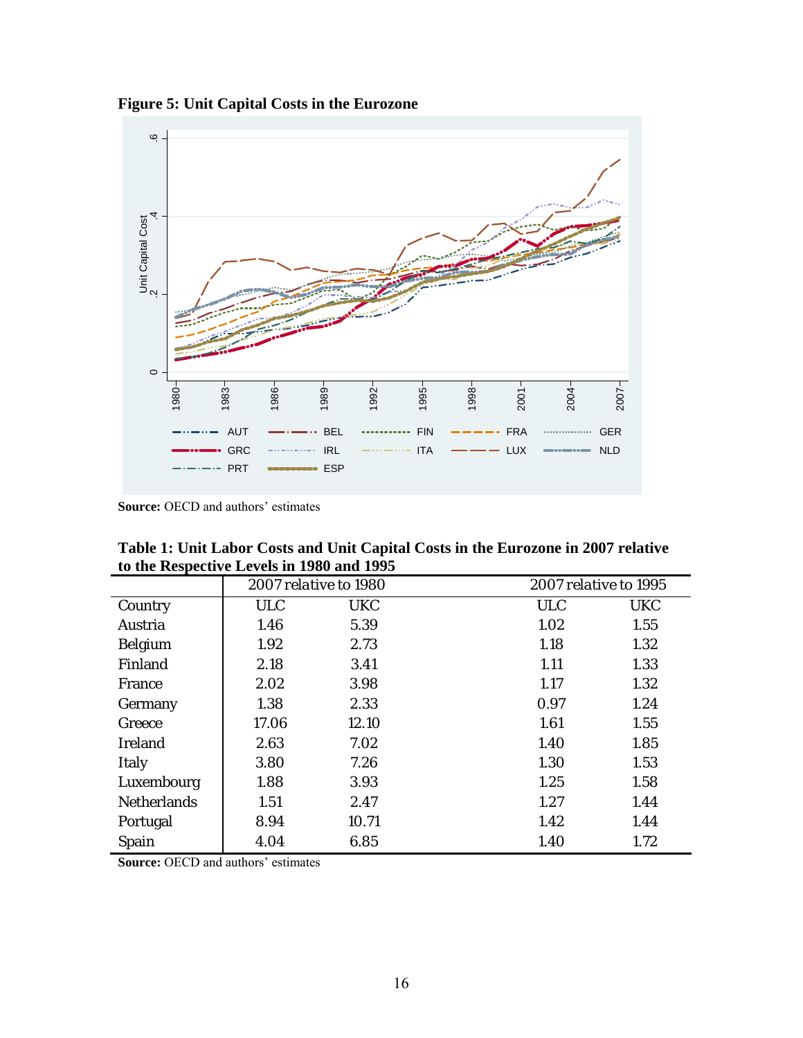**Figure 5: Unit Capital Costs in the Eurozone**

**Source:** OECD and authors' estimates

**Table 1: Unit Labor Costs and Unit Capital Costs in the Eurozone in 2007 relative to the Respective Levels in 1980 and 1995**

| | 2007 relative to 1980 | | 2007 relative to 1995 | |
|---|---|---|---|---|
| Country | ULC | UKC | ULC | UKC |
| Austria | 1.46 | 5.39 | 1.02 | 1.55 |
| Belgium | 1.92 | 2.73 | 1.18 | 1.32 |
| Finland | 2.18 | 3.41 | 1.11 | 1.33 |
| France | 2.02 | 3.98 | 1.17 | 1.32 |
| Germany | 1.38 | 2.33 | 0.97 | 1.24 |
| Greece | 17.06 | 12.10 | 1.61 | 1.55 |
| Ireland | 2.63 | 7.02 | 1.40 | 1.85 |
| Italy | 3.80 | 7.26 | 1.30 | 1.53 |
| Luxembourg | 1.88 | 3.93 | 1.25 | 1.58 |
| Netherlands | 1.51 | 2.47 | 1.27 | 1.44 |
| Portugal | 8.94 | 10.71 | 1.42 | 1.44 |
| Spain | 4.04 | 6.85 | 1.40 | 1.72 |

**Source:** OECD and authors' estimates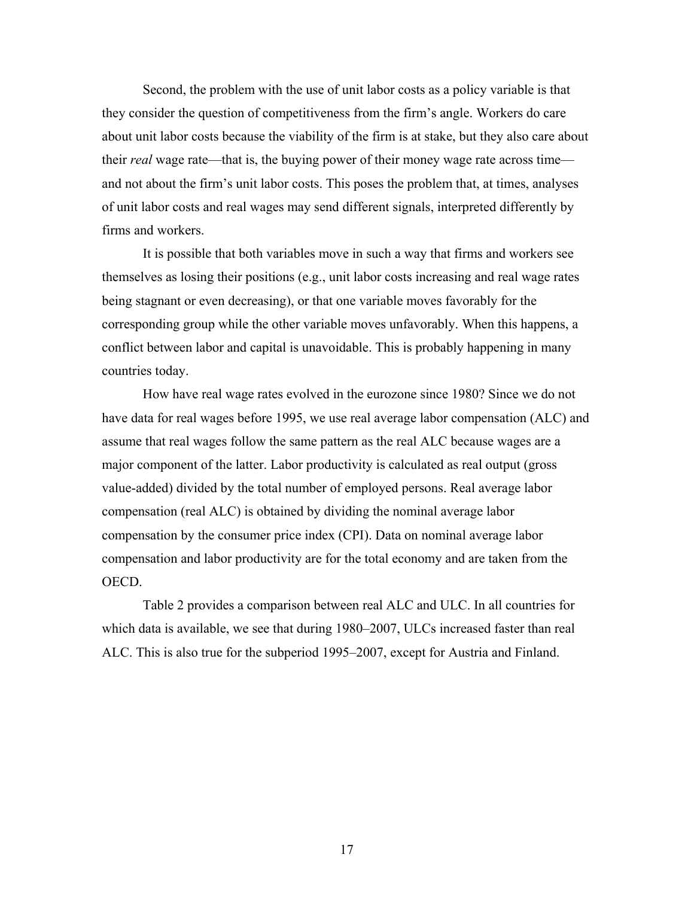Second, the problem with the use of unit labor costs as a policy variable is that they consider the question of competitiveness from the firm's angle. Workers do care about unit labor costs because the viability of the firm is at stake, but they also care about their *real* wage rate—that is, the buying power of their money wage rate across time—and not about the firm's unit labor costs. This poses the problem that, at times, analyses of unit labor costs and real wages may send different signals, interpreted differently by firms and workers.

It is possible that both variables move in such a way that firms and workers see themselves as losing their positions (e.g., unit labor costs increasing and real wage rates being stagnant or even decreasing), or that one variable moves favorably for the corresponding group while the other variable moves unfavorably. When this happens, a conflict between labor and capital is unavoidable. This is probably happening in many countries today.

How have real wage rates evolved in the eurozone since 1980? Since we do not have data for real wages before 1995, we use real average labor compensation (ALC) and assume that real wages follow the same pattern as the real ALC because wages are a major component of the latter. Labor productivity is calculated as real output (gross value-added) divided by the total number of employed persons. Real average labor compensation (real ALC) is obtained by dividing the nominal average labor compensation by the consumer price index (CPI). Data on nominal average labor compensation and labor productivity are for the total economy and are taken from the OECD.

Table 2 provides a comparison between real ALC and ULC. In all countries for which data is available, we see that during 1980–2007, ULCs increased faster than real ALC. This is also true for the subperiod 1995–2007, except for Austria and Finland.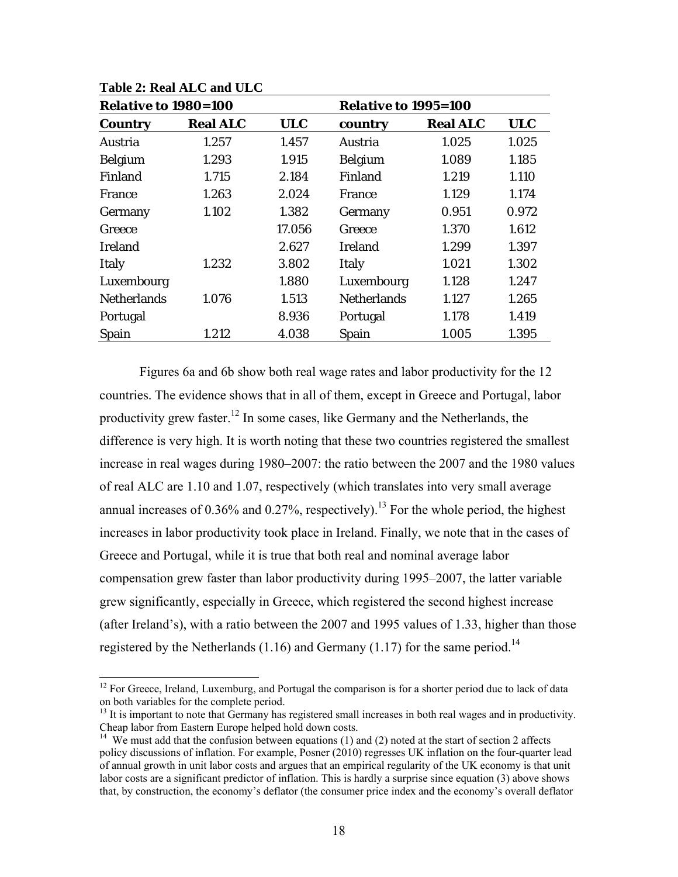**Table 2: Real ALC and ULC**

| Relative to 1980=100 | | | Relative to 1995=100 | | |
|---|---|---|---|---|---|
| **Country** | **Real ALC** | **ULC** | **country** | **Real ALC** | **ULC** |
| Austria | 1.257 | 1.457 | Austria | 1.025 | 1.025 |
| Belgium | 1.293 | 1.915 | Belgium | 1.089 | 1.185 |
| Finland | 1.715 | 2.184 | Finland | 1.219 | 1.110 |
| France | 1.263 | 2.024 | France | 1.129 | 1.174 |
| Germany | 1.102 | 1.382 | Germany | 0.951 | 0.972 |
| Greece | | 17.056 | Greece | 1.370 | 1.612 |
| Ireland | | 2.627 | Ireland | 1.299 | 1.397 |
| Italy | 1.232 | 3.802 | Italy | 1.021 | 1.302 |
| Luxembourg | | 1.880 | Luxembourg | 1.128 | 1.247 |
| Netherlands | 1.076 | 1.513 | Netherlands | 1.127 | 1.265 |
| Portugal | | 8.936 | Portugal | 1.178 | 1.419 |
| Spain | 1.212 | 4.038 | Spain | 1.005 | 1.395 |

Figures 6a and 6b show both real wage rates and labor productivity for the 12 countries. The evidence shows that in all of them, except in Greece and Portugal, labor productivity grew faster.[12] In some cases, like Germany and the Netherlands, the difference is very high. It is worth noting that these two countries registered the smallest increase in real wages during 1980–2007: the ratio between the 2007 and the 1980 values of real ALC are 1.10 and 1.07, respectively (which translates into very small average annual increases of 0.36% and 0.27%, respectively).[13] For the whole period, the highest increases in labor productivity took place in Ireland. Finally, we note that in the cases of Greece and Portugal, while it is true that both real and nominal average labor compensation grew faster than labor productivity during 1995–2007, the latter variable grew significantly, especially in Greece, which registered the second highest increase (after Ireland's), with a ratio between the 2007 and 1995 values of 1.33, higher than those registered by the Netherlands (1.16) and Germany (1.17) for the same period.[14]

[12] For Greece, Ireland, Luxemburg, and Portugal the comparison is for a shorter period due to lack of data on both variables for the complete period.

[13] It is important to note that Germany has registered small increases in both real wages and in productivity. Cheap labor from Eastern Europe helped hold down costs.

[14] We must add that the confusion between equations (1) and (2) noted at the start of section 2 affects policy discussions of inflation. For example, Posner (2010) regresses UK inflation on the four-quarter lead of annual growth in unit labor costs and argues that an empirical regularity of the UK economy is that unit labor costs are a significant predictor of inflation. This is hardly a surprise since equation (3) above shows that, by construction, the economy's deflator (the consumer price index and the economy's overall deflator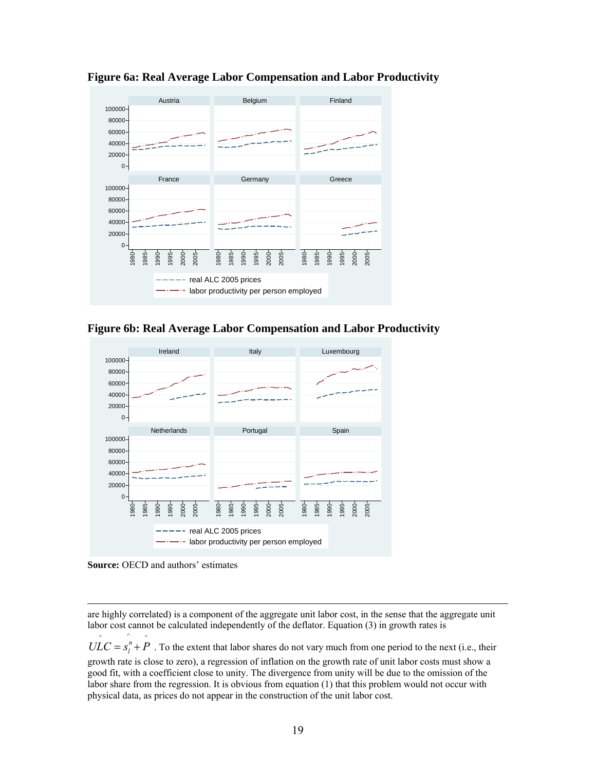**Figure 6a: Real Average Labor Compensation and Labor Productivity**

**Figure 6b: Real Average Labor Compensation and Labor Productivity**

**Source:** OECD and authors' estimates

---

are highly correlated) is a component of the aggregate unit labor cost, in the sense that the aggregate unit labor cost cannot be calculated independently of the deflator. Equation (3) in growth rates is $\hat{ULC} = \hat{s}_l^n + \hat{P}$. To the extent that labor shares do not vary much from one period to the next (i.e., their growth rate is close to zero), a regression of inflation on the growth rate of unit labor costs must show a good fit, with a coefficient close to unity. The divergence from unity will be due to the omission of the labor share from the regression. It is obvious from equation (1) that this problem would not occur with physical data, as prices do not appear in the construction of the unit labor cost.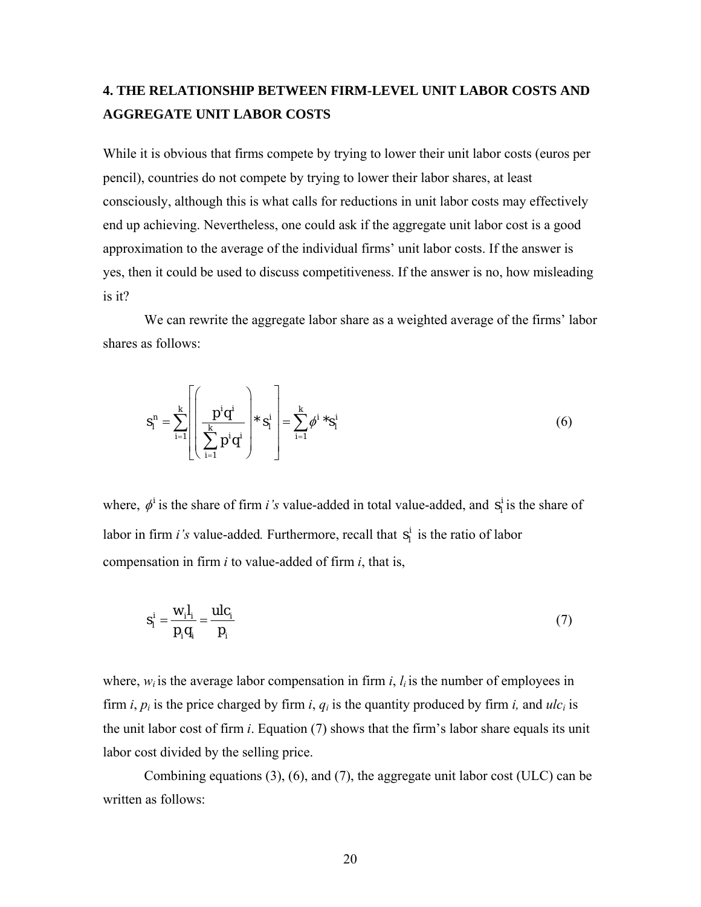## 4. THE RELATIONSHIP BETWEEN FIRM-LEVEL UNIT LABOR COSTS AND AGGREGATE UNIT LABOR COSTS

While it is obvious that firms compete by trying to lower their unit labor costs (euros per pencil), countries do not compete by trying to lower their labor shares, at least consciously, although this is what calls for reductions in unit labor costs may effectively end up achieving. Nevertheless, one could ask if the aggregate unit labor cost is a good approximation to the average of the individual firms' unit labor costs. If the answer is yes, then it could be used to discuss competitiveness. If the answer is no, how misleading is it?

We can rewrite the aggregate labor share as a weighted average of the firms' labor shares as follows:

$$s_l^n = \sum_{i=1}^{k} \left[ \left( \frac{p^i q^i}{\sum_{i=1}^{k} p^i q^i} \right) * s_l^i \right] = \sum_{i=1}^{k} \phi^i * s_l^i \tag{6}$$

where, $\phi^i$ is the share of firm *i's* value-added in total value-added, and $s_l^i$ is the share of labor in firm *i's* value-added. Furthermore, recall that $s_l^i$ is the ratio of labor compensation in firm *i* to value-added of firm *i*, that is,

$$s_l^i = \frac{w_i l_i}{p_i q_i} = \frac{ulc_i}{p_i} \tag{7}$$

where, $w_i$ is the average labor compensation in firm *i*, $l_i$ is the number of employees in firm *i*, $p_i$ is the price charged by firm *i*, $q_i$ is the quantity produced by firm *i,* and $ulc_i$ is the unit labor cost of firm *i*. Equation (7) shows that the firm's labor share equals its unit labor cost divided by the selling price.

Combining equations (3), (6), and (7), the aggregate unit labor cost (ULC) can be written as follows: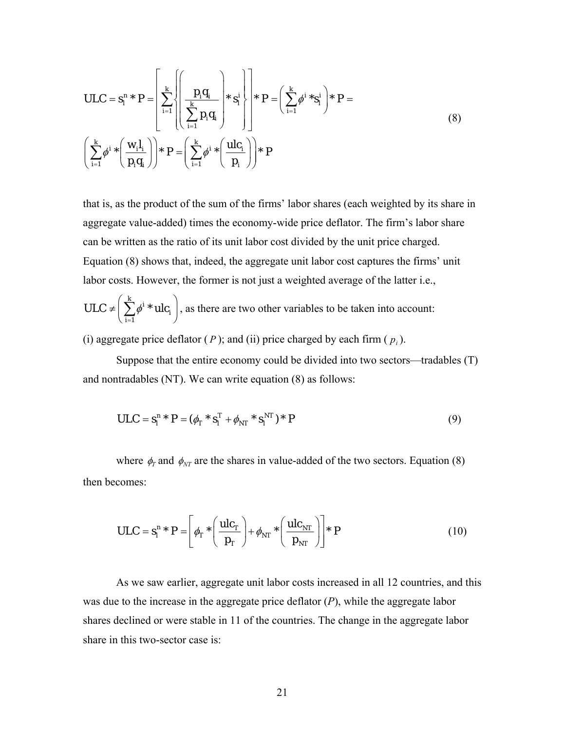$$ULC = s_l^n * P = \left[ \sum_{i=1}^{k} \left\{ \left( \frac{p_i q_i}{\sum_{i=1}^{k} p_i q_i} \right) * s_l^i \right\} \right] * P = \left( \sum_{i=1}^{k} \phi^i * s_l^i \right) * P =$$

$$\left( \sum_{i=1}^{k} \phi^i * \left( \frac{w_i l_i}{p_i q_i} \right) \right) * P = \left( \sum_{i=1}^{k} \phi^i * \left( \frac{ulc_i}{p_i} \right) \right) * P \tag{8}$$

that is, as the product of the sum of the firms' labor shares (each weighted by its share in aggregate value-added) times the economy-wide price deflator. The firm's labor share can be written as the ratio of its unit labor cost divided by the unit price charged. Equation (8) shows that, indeed, the aggregate unit labor cost captures the firms' unit labor costs. However, the former is not just a weighted average of the latter i.e., $ULC \neq \left( \sum_{i=1}^{k} \phi^i * ulc_i \right)$, as there are two other variables to be taken into account: (i) aggregate price deflator ( $P$ ); and (ii) price charged by each firm ( $p_i$ ).

Suppose that the entire economy could be divided into two sectors—tradables (T) and nontradables (NT). We can write equation (8) as follows:

$$ULC = s_l^n * P = (\phi_T * s_l^T + \phi_{NT} * s_l^{NT}) * P \tag{9}$$

where $\phi_T$ and $\phi_{NT}$ are the shares in value-added of the two sectors. Equation (8) then becomes:

$$ULC = s_l^n * P = \left[ \phi_T * \left( \frac{ulc_T}{p_T} \right) + \phi_{NT} * \left( \frac{ulc_{NT}}{p_{NT}} \right) \right] * P \tag{10}$$

As we saw earlier, aggregate unit labor costs increased in all 12 countries, and this was due to the increase in the aggregate price deflator ($P$), while the aggregate labor shares declined or were stable in 11 of the countries. The change in the aggregate labor share in this two-sector case is: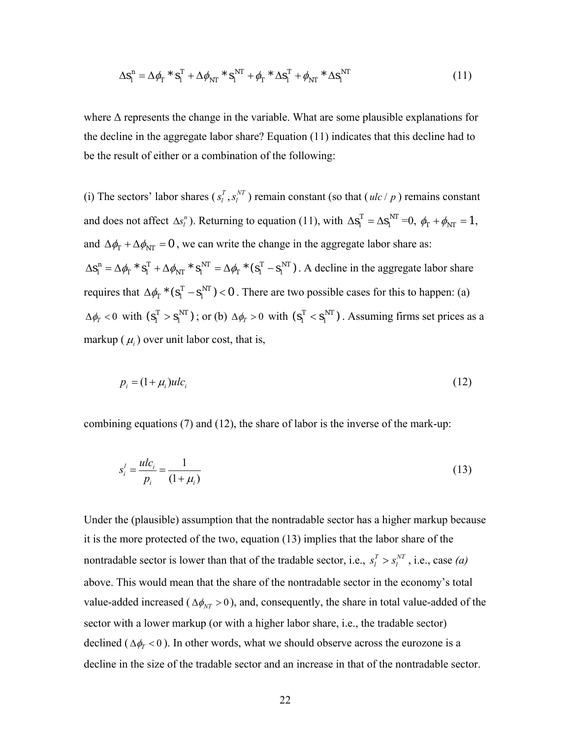$$\Delta s_l^n = \Delta\phi_T * s_l^T + \Delta\phi_{NT} * s_l^{NT} + \phi_T * \Delta s_l^T + \phi_{NT} * \Delta s_l^{NT} \tag{11}$$

where Δ represents the change in the variable. What are some plausible explanations for the decline in the aggregate labor share? Equation (11) indicates that this decline had to be the result of either or a combination of the following:

(i) The sectors' labor shares ($s_l^T, s_l^{NT}$) remain constant (so that ($ulc/p$) remains constant and does not affect $\Delta s_l^n$). Returning to equation (11), with $\Delta s_l^T = \Delta s_l^{NT} = 0$, $\phi_T + \phi_{NT} = 1$, and $\Delta\phi_T + \Delta\phi_{NT} = 0$, we can write the change in the aggregate labor share as: $\Delta s_l^n = \Delta\phi_T * s_l^T + \Delta\phi_{NT} * s_l^{NT} = \Delta\phi_T * (s_l^T - s_l^{NT})$. A decline in the aggregate labor share requires that $\Delta\phi_T * (s_l^T - s_l^{NT}) < 0$. There are two possible cases for this to happen: (a) $\Delta\phi_T < 0$ with $(s_l^T > s_l^{NT})$; or (b) $\Delta\phi_T > 0$ with $(s_l^T < s_l^{NT})$. Assuming firms set prices as a markup ($\mu_i$) over unit labor cost, that is,

$$p_i = (1 + \mu_i) ulc_i \tag{12}$$

combining equations (7) and (12), the share of labor is the inverse of the mark-up:

$$s_i^l = \frac{ulc_i}{p_i} = \frac{1}{(1 + \mu_i)} \tag{13}$$

Under the (plausible) assumption that the nontradable sector has a higher markup because it is the more protected of the two, equation (13) implies that the labor share of the nontradable sector is lower than that of the tradable sector, i.e., $s_l^T > s_l^{NT}$, i.e., case *(a)* above. This would mean that the share of the nontradable sector in the economy's total value-added increased ($\Delta\phi_{NT} > 0$), and, consequently, the share in total value-added of the sector with a lower markup (or with a higher labor share, i.e., the tradable sector) declined ($\Delta\phi_T < 0$). In other words, what we should observe across the eurozone is a decline in the size of the tradable sector and an increase in that of the nontradable sector.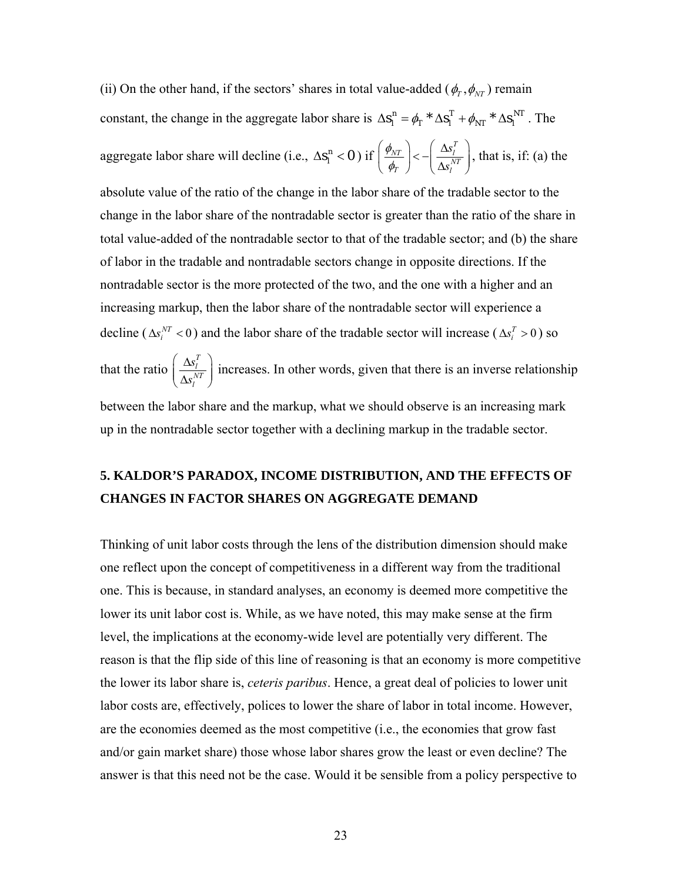(ii) On the other hand, if the sectors' shares in total value-added ($\phi_T, \phi_{NT}$) remain constant, the change in the aggregate labor share is $\Delta s_l^n = \phi_T * \Delta s_l^T + \phi_{NT} * \Delta s_l^{NT}$. The aggregate labor share will decline (i.e., $\Delta s_l^n < 0$) if $\left(\frac{\phi_{NT}}{\phi_T}\right) < -\left(\frac{\Delta s_l^T}{\Delta s_l^{NT}}\right)$, that is, if: (a) the absolute value of the ratio of the change in the labor share of the tradable sector to the change in the labor share of the nontradable sector is greater than the ratio of the share in total value-added of the nontradable sector to that of the tradable sector; and (b) the share of labor in the tradable and nontradable sectors change in opposite directions. If the nontradable sector is the more protected of the two, and the one with a higher and an increasing markup, then the labor share of the nontradable sector will experience a decline ($\Delta s_i^{NT} < 0$) and the labor share of the tradable sector will increase ($\Delta s_i^T > 0$) so that the ratio $\left(\frac{\Delta s_l^T}{\Delta s_l^{NT}}\right)$ increases. In other words, given that there is an inverse relationship between the labor share and the markup, what we should observe is an increasing mark up in the nontradable sector together with a declining markup in the tradable sector.

## 5. KALDOR'S PARADOX, INCOME DISTRIBUTION, AND THE EFFECTS OF CHANGES IN FACTOR SHARES ON AGGREGATE DEMAND

Thinking of unit labor costs through the lens of the distribution dimension should make one reflect upon the concept of competitiveness in a different way from the traditional one. This is because, in standard analyses, an economy is deemed more competitive the lower its unit labor cost is. While, as we have noted, this may make sense at the firm level, the implications at the economy-wide level are potentially very different. The reason is that the flip side of this line of reasoning is that an economy is more competitive the lower its labor share is, *ceteris paribus*. Hence, a great deal of policies to lower unit labor costs are, effectively, polices to lower the share of labor in total income. However, are the economies deemed as the most competitive (i.e., the economies that grow fast and/or gain market share) those whose labor shares grow the least or even decline? The answer is that this need not be the case. Would it be sensible from a policy perspective to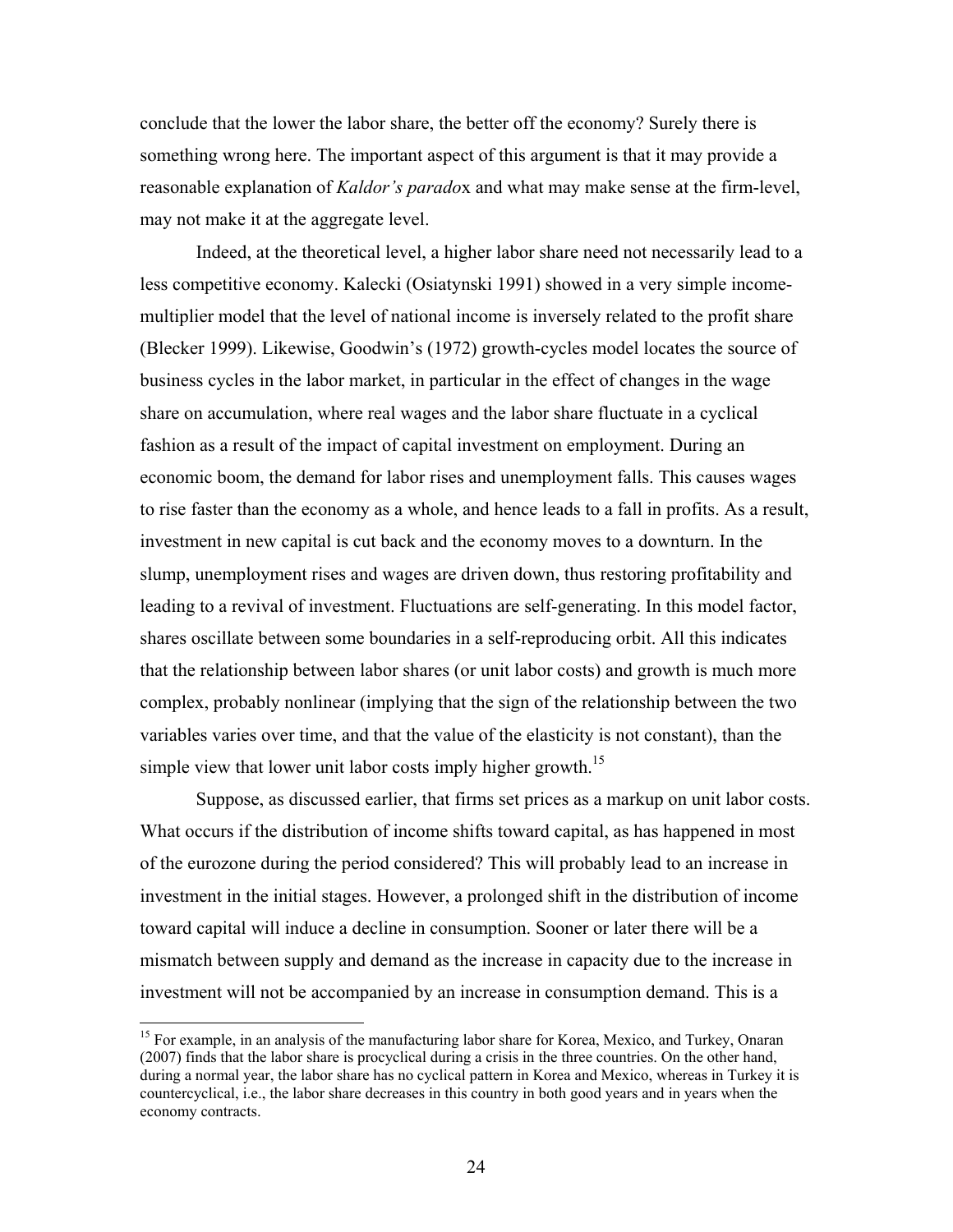conclude that the lower the labor share, the better off the economy? Surely there is something wrong here. The important aspect of this argument is that it may provide a reasonable explanation of *Kaldor's paradox* and what may make sense at the firm-level, may not make it at the aggregate level.

Indeed, at the theoretical level, a higher labor share need not necessarily lead to a less competitive economy. Kalecki (Osiatynski 1991) showed in a very simple income-multiplier model that the level of national income is inversely related to the profit share (Blecker 1999). Likewise, Goodwin's (1972) growth-cycles model locates the source of business cycles in the labor market, in particular in the effect of changes in the wage share on accumulation, where real wages and the labor share fluctuate in a cyclical fashion as a result of the impact of capital investment on employment. During an economic boom, the demand for labor rises and unemployment falls. This causes wages to rise faster than the economy as a whole, and hence leads to a fall in profits. As a result, investment in new capital is cut back and the economy moves to a downturn. In the slump, unemployment rises and wages are driven down, thus restoring profitability and leading to a revival of investment. Fluctuations are self-generating. In this model factor, shares oscillate between some boundaries in a self-reproducing orbit. All this indicates that the relationship between labor shares (or unit labor costs) and growth is much more complex, probably nonlinear (implying that the sign of the relationship between the two variables varies over time, and that the value of the elasticity is not constant), than the simple view that lower unit labor costs imply higher growth.[15]

Suppose, as discussed earlier, that firms set prices as a markup on unit labor costs. What occurs if the distribution of income shifts toward capital, as has happened in most of the eurozone during the period considered? This will probably lead to an increase in investment in the initial stages. However, a prolonged shift in the distribution of income toward capital will induce a decline in consumption. Sooner or later there will be a mismatch between supply and demand as the increase in capacity due to the increase in investment will not be accompanied by an increase in consumption demand. This is a

[15] For example, in an analysis of the manufacturing labor share for Korea, Mexico, and Turkey, Onaran (2007) finds that the labor share is procyclical during a crisis in the three countries. On the other hand, during a normal year, the labor share has no cyclical pattern in Korea and Mexico, whereas in Turkey it is countercyclical, i.e., the labor share decreases in this country in both good years and in years when the economy contracts.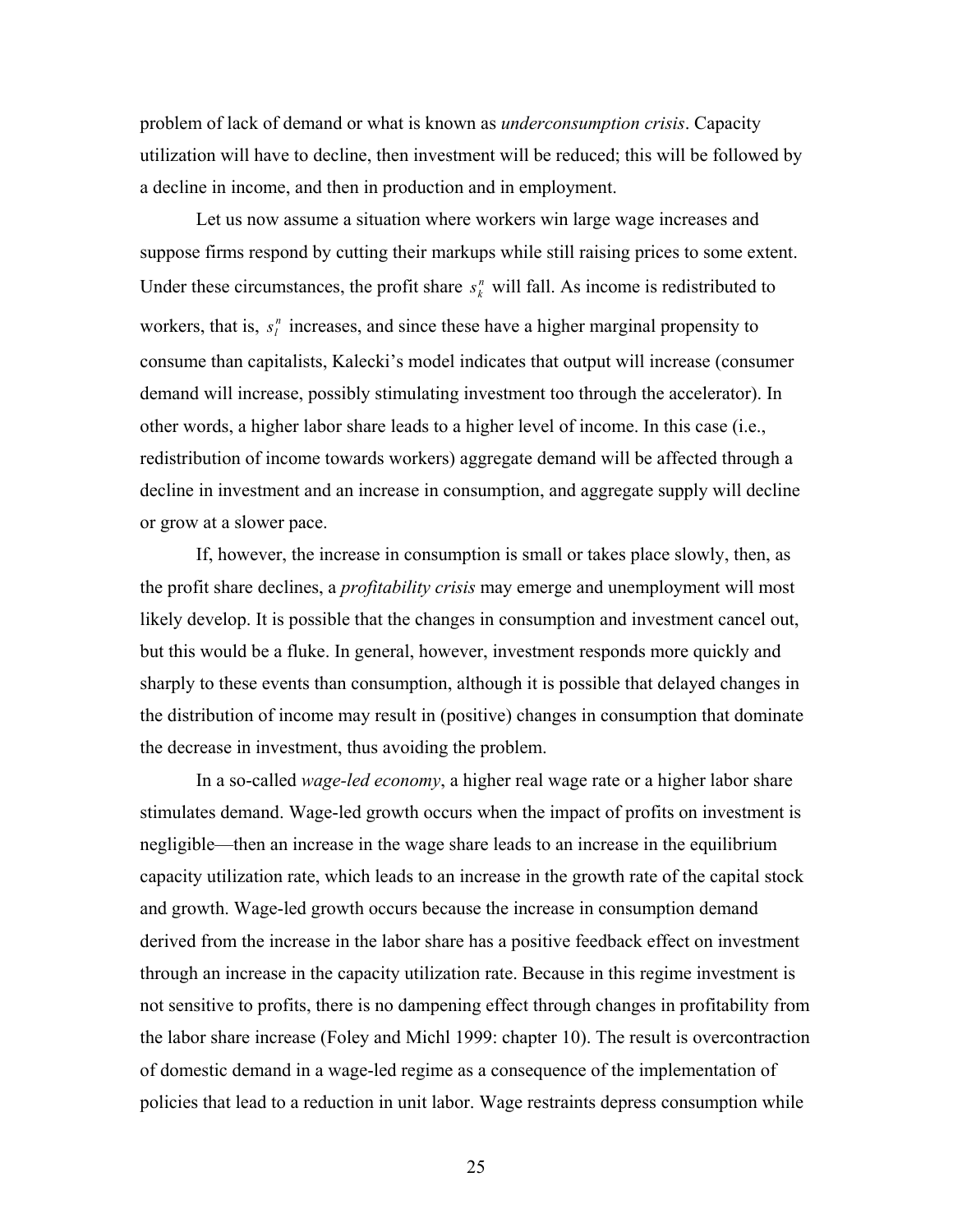problem of lack of demand or what is known as *underconsumption crisis*. Capacity utilization will have to decline, then investment will be reduced; this will be followed by a decline in income, and then in production and in employment.

Let us now assume a situation where workers win large wage increases and suppose firms respond by cutting their markups while still raising prices to some extent. Under these circumstances, the profit share $s_k^n$ will fall. As income is redistributed to workers, that is, $s_l^n$ increases, and since these have a higher marginal propensity to consume than capitalists, Kalecki's model indicates that output will increase (consumer demand will increase, possibly stimulating investment too through the accelerator). In other words, a higher labor share leads to a higher level of income. In this case (i.e., redistribution of income towards workers) aggregate demand will be affected through a decline in investment and an increase in consumption, and aggregate supply will decline or grow at a slower pace.

If, however, the increase in consumption is small or takes place slowly, then, as the profit share declines, a *profitability crisis* may emerge and unemployment will most likely develop. It is possible that the changes in consumption and investment cancel out, but this would be a fluke. In general, however, investment responds more quickly and sharply to these events than consumption, although it is possible that delayed changes in the distribution of income may result in (positive) changes in consumption that dominate the decrease in investment, thus avoiding the problem.

In a so-called *wage-led economy*, a higher real wage rate or a higher labor share stimulates demand. Wage-led growth occurs when the impact of profits on investment is negligible—then an increase in the wage share leads to an increase in the equilibrium capacity utilization rate, which leads to an increase in the growth rate of the capital stock and growth. Wage-led growth occurs because the increase in consumption demand derived from the increase in the labor share has a positive feedback effect on investment through an increase in the capacity utilization rate. Because in this regime investment is not sensitive to profits, there is no dampening effect through changes in profitability from the labor share increase (Foley and Michl 1999: chapter 10). The result is overcontraction of domestic demand in a wage-led regime as a consequence of the implementation of policies that lead to a reduction in unit labor. Wage restraints depress consumption while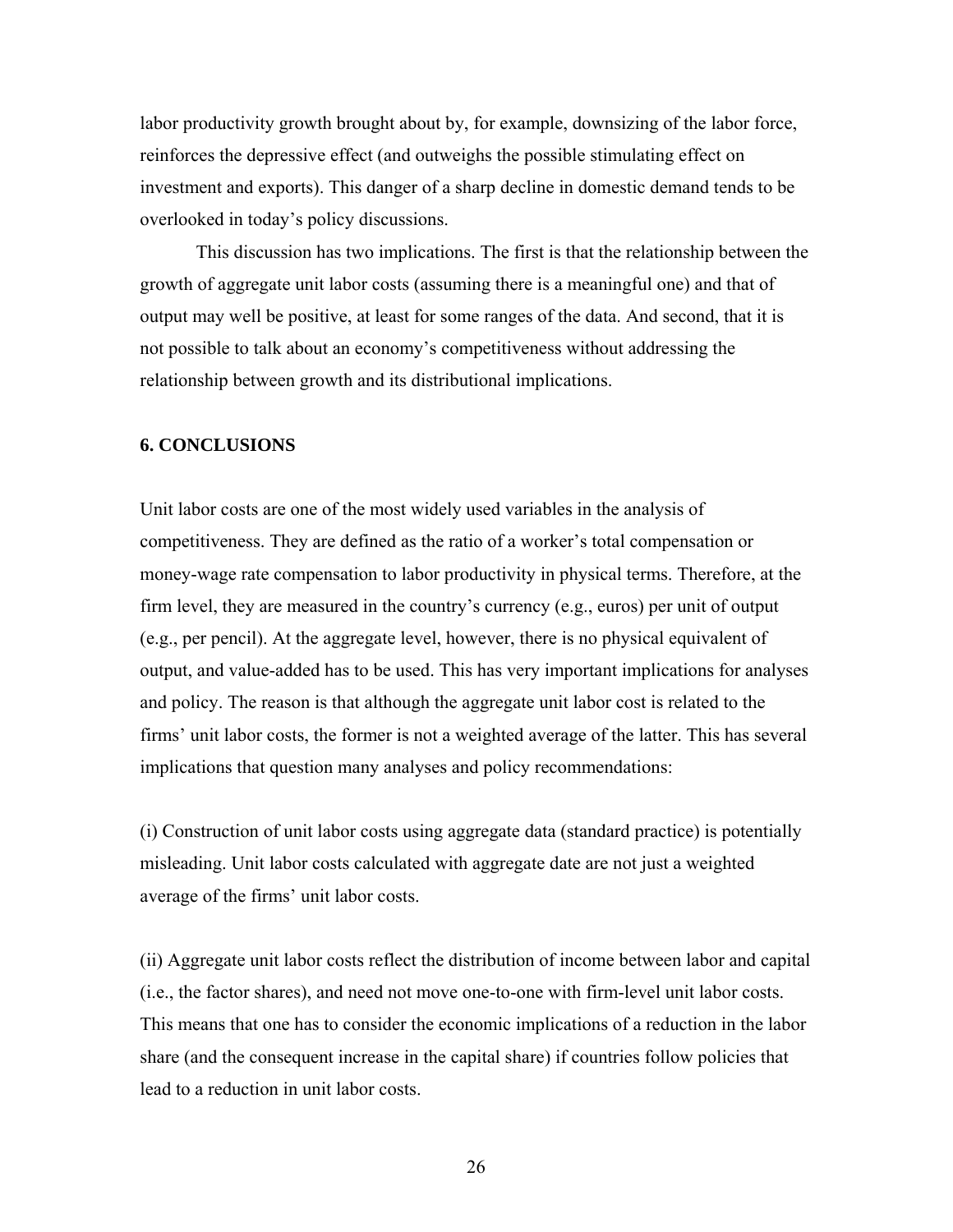labor productivity growth brought about by, for example, downsizing of the labor force, reinforces the depressive effect (and outweighs the possible stimulating effect on investment and exports). This danger of a sharp decline in domestic demand tends to be overlooked in today's policy discussions.

This discussion has two implications. The first is that the relationship between the growth of aggregate unit labor costs (assuming there is a meaningful one) and that of output may well be positive, at least for some ranges of the data. And second, that it is not possible to talk about an economy's competitiveness without addressing the relationship between growth and its distributional implications.

## 6. CONCLUSIONS

Unit labor costs are one of the most widely used variables in the analysis of competitiveness. They are defined as the ratio of a worker's total compensation or money-wage rate compensation to labor productivity in physical terms. Therefore, at the firm level, they are measured in the country's currency (e.g., euros) per unit of output (e.g., per pencil). At the aggregate level, however, there is no physical equivalent of output, and value-added has to be used. This has very important implications for analyses and policy. The reason is that although the aggregate unit labor cost is related to the firms' unit labor costs, the former is not a weighted average of the latter. This has several implications that question many analyses and policy recommendations:

(i) Construction of unit labor costs using aggregate data (standard practice) is potentially misleading. Unit labor costs calculated with aggregate date are not just a weighted average of the firms' unit labor costs.

(ii) Aggregate unit labor costs reflect the distribution of income between labor and capital (i.e., the factor shares), and need not move one-to-one with firm-level unit labor costs. This means that one has to consider the economic implications of a reduction in the labor share (and the consequent increase in the capital share) if countries follow policies that lead to a reduction in unit labor costs.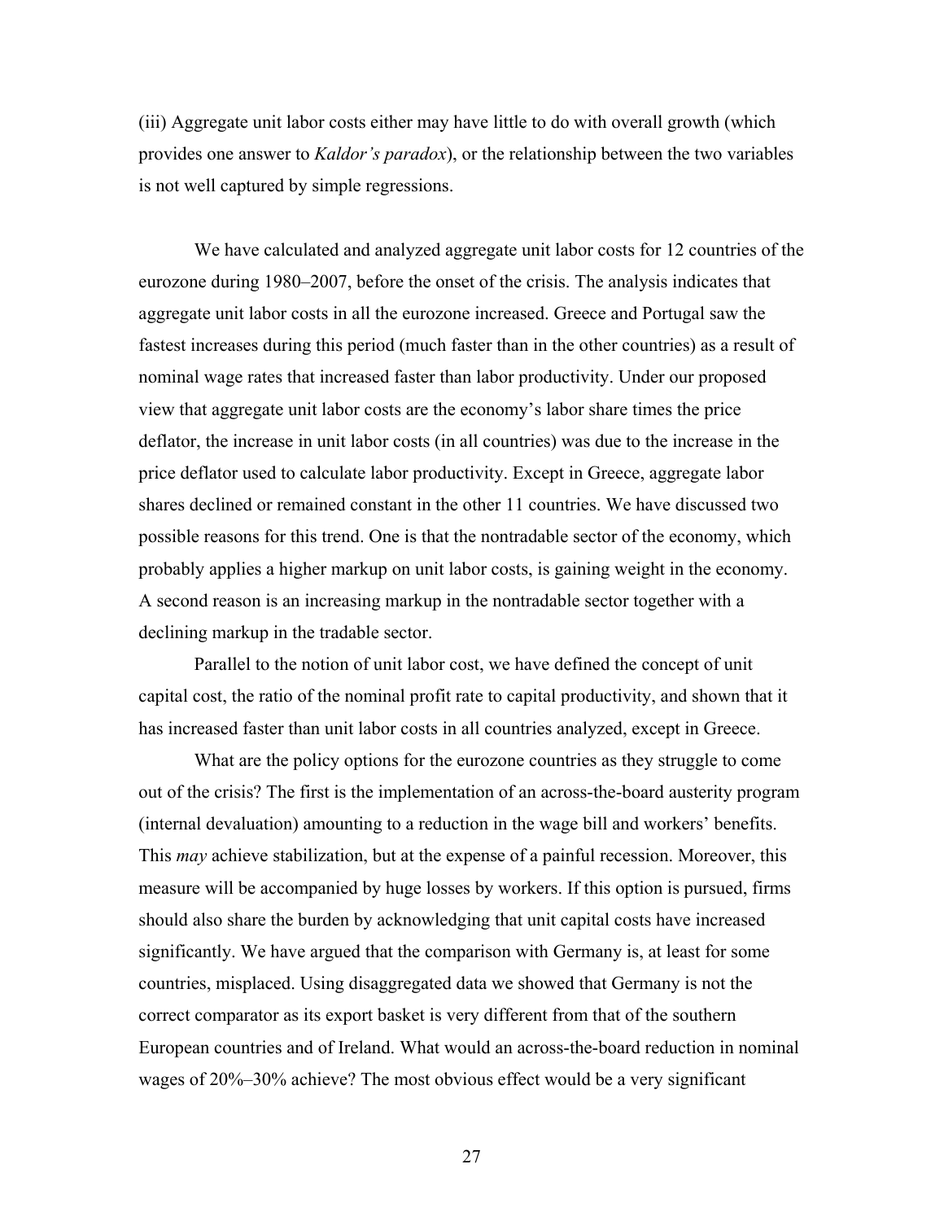(iii) Aggregate unit labor costs either may have little to do with overall growth (which provides one answer to *Kaldor's paradox*), or the relationship between the two variables is not well captured by simple regressions.

We have calculated and analyzed aggregate unit labor costs for 12 countries of the eurozone during 1980–2007, before the onset of the crisis. The analysis indicates that aggregate unit labor costs in all the eurozone increased. Greece and Portugal saw the fastest increases during this period (much faster than in the other countries) as a result of nominal wage rates that increased faster than labor productivity. Under our proposed view that aggregate unit labor costs are the economy's labor share times the price deflator, the increase in unit labor costs (in all countries) was due to the increase in the price deflator used to calculate labor productivity. Except in Greece, aggregate labor shares declined or remained constant in the other 11 countries. We have discussed two possible reasons for this trend. One is that the nontradable sector of the economy, which probably applies a higher markup on unit labor costs, is gaining weight in the economy. A second reason is an increasing markup in the nontradable sector together with a declining markup in the tradable sector.

Parallel to the notion of unit labor cost, we have defined the concept of unit capital cost, the ratio of the nominal profit rate to capital productivity, and shown that it has increased faster than unit labor costs in all countries analyzed, except in Greece.

What are the policy options for the eurozone countries as they struggle to come out of the crisis? The first is the implementation of an across-the-board austerity program (internal devaluation) amounting to a reduction in the wage bill and workers' benefits. This *may* achieve stabilization, but at the expense of a painful recession. Moreover, this measure will be accompanied by huge losses by workers. If this option is pursued, firms should also share the burden by acknowledging that unit capital costs have increased significantly. We have argued that the comparison with Germany is, at least for some countries, misplaced. Using disaggregated data we showed that Germany is not the correct comparator as its export basket is very different from that of the southern European countries and of Ireland. What would an across-the-board reduction in nominal wages of 20%–30% achieve? The most obvious effect would be a very significant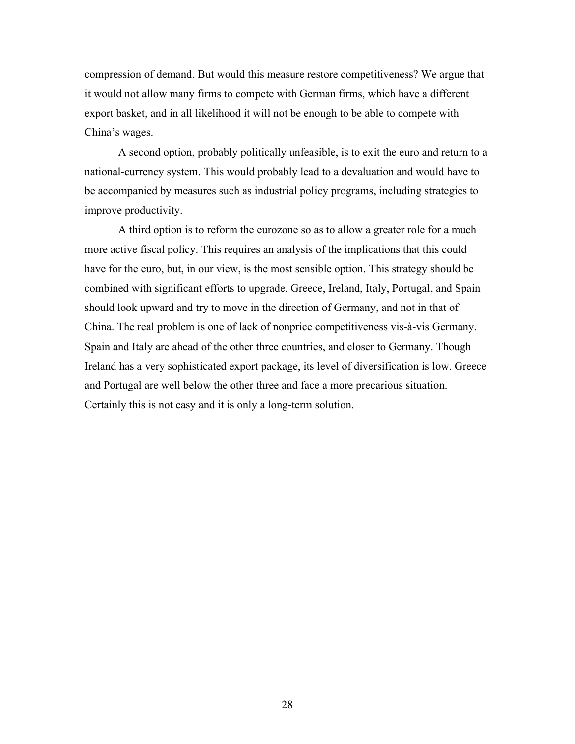compression of demand. But would this measure restore competitiveness? We argue that it would not allow many firms to compete with German firms, which have a different export basket, and in all likelihood it will not be enough to be able to compete with China's wages.

A second option, probably politically unfeasible, is to exit the euro and return to a national-currency system. This would probably lead to a devaluation and would have to be accompanied by measures such as industrial policy programs, including strategies to improve productivity.

A third option is to reform the eurozone so as to allow a greater role for a much more active fiscal policy. This requires an analysis of the implications that this could have for the euro, but, in our view, is the most sensible option. This strategy should be combined with significant efforts to upgrade. Greece, Ireland, Italy, Portugal, and Spain should look upward and try to move in the direction of Germany, and not in that of China. The real problem is one of lack of nonprice competitiveness vis-à-vis Germany. Spain and Italy are ahead of the other three countries, and closer to Germany. Though Ireland has a very sophisticated export package, its level of diversification is low. Greece and Portugal are well below the other three and face a more precarious situation. Certainly this is not easy and it is only a long-term solution.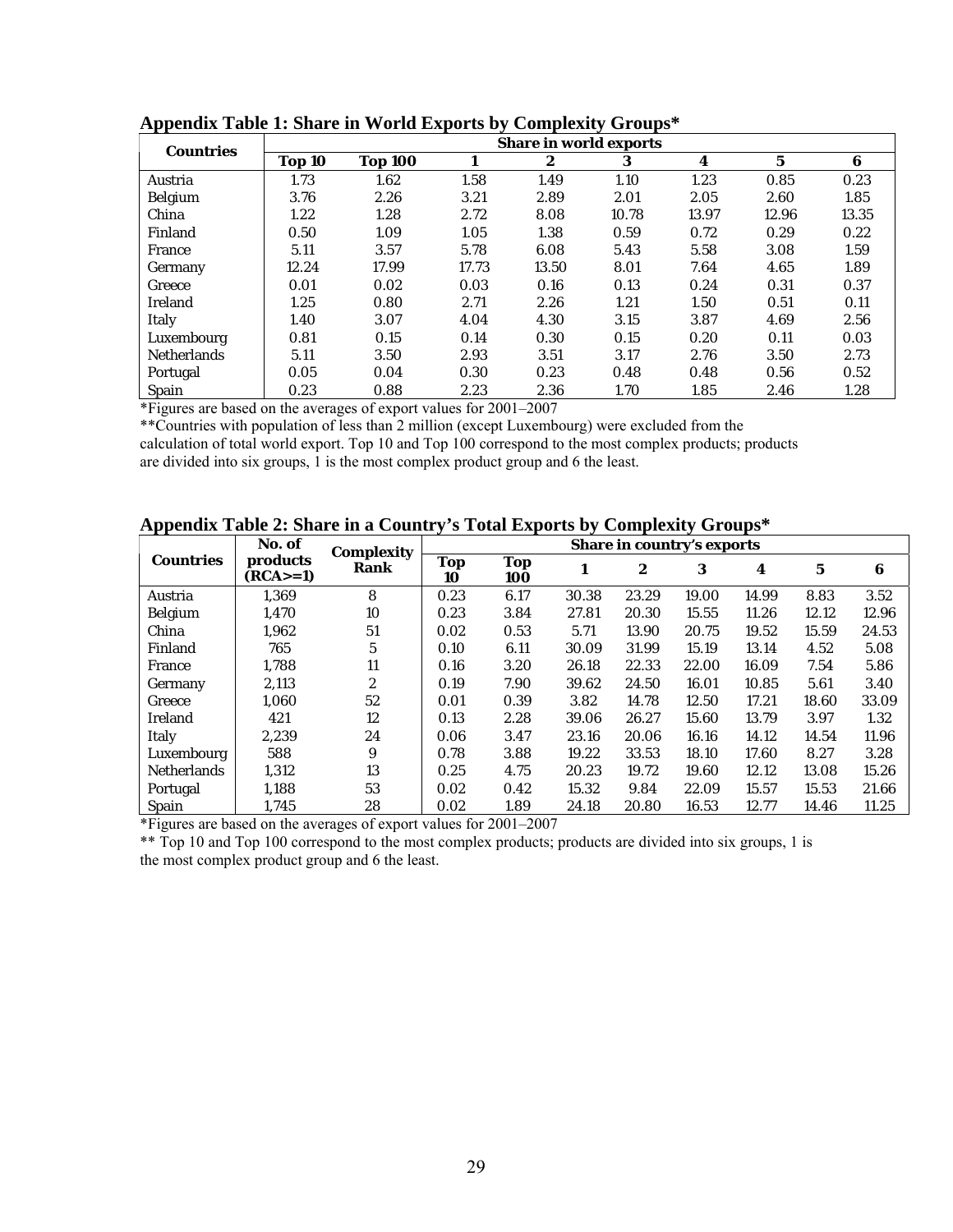**Appendix Table 1: Share in World Exports by Complexity Groups***

| Countries | Share in world exports | | | | | | | |
|---|---|---|---|---|---|---|---|---|
| | Top 10 | Top 100 | 1 | 2 | 3 | 4 | 5 | 6 |
| Austria | 1.73 | 1.62 | 1.58 | 1.49 | 1.10 | 1.23 | 0.85 | 0.23 |
| Belgium | 3.76 | 2.26 | 3.21 | 2.89 | 2.01 | 2.05 | 2.60 | 1.85 |
| China | 1.22 | 1.28 | 2.72 | 8.08 | 10.78 | 13.97 | 12.96 | 13.35 |
| Finland | 0.50 | 1.09 | 1.05 | 1.38 | 0.59 | 0.72 | 0.29 | 0.22 |
| France | 5.11 | 3.57 | 5.78 | 6.08 | 5.43 | 5.58 | 3.08 | 1.59 |
| Germany | 12.24 | 17.99 | 17.73 | 13.50 | 8.01 | 7.64 | 4.65 | 1.89 |
| Greece | 0.01 | 0.02 | 0.03 | 0.16 | 0.13 | 0.24 | 0.31 | 0.37 |
| Ireland | 1.25 | 0.80 | 2.71 | 2.26 | 1.21 | 1.50 | 0.51 | 0.11 |
| Italy | 1.40 | 3.07 | 4.04 | 4.30 | 3.15 | 3.87 | 4.69 | 2.56 |
| Luxembourg | 0.81 | 0.15 | 0.14 | 0.30 | 0.15 | 0.20 | 0.11 | 0.03 |
| Netherlands | 5.11 | 3.50 | 2.93 | 3.51 | 3.17 | 2.76 | 3.50 | 2.73 |
| Portugal | 0.05 | 0.04 | 0.30 | 0.23 | 0.48 | 0.48 | 0.56 | 0.52 |
| Spain | 0.23 | 0.88 | 2.23 | 2.36 | 1.70 | 1.85 | 2.46 | 1.28 |

*Figures are based on the averages of export values for 2001–2007

**Countries with population of less than 2 million (except Luxembourg) were excluded from the calculation of total world export. Top 10 and Top 100 correspond to the most complex products; products are divided into six groups, 1 is the most complex product group and 6 the least.

**Appendix Table 2: Share in a Country's Total Exports by Complexity Groups***

| Countries | No. of products (RCA>=1) | Complexity Rank | Share in country's exports | | | | | | | |
|---|---|---|---|---|---|---|---|---|---|---|
| | | | Top 10 | Top 100 | 1 | 2 | 3 | 4 | 5 | 6 |
| Austria | 1,369 | 8 | 0.23 | 6.17 | 30.38 | 23.29 | 19.00 | 14.99 | 8.83 | 3.52 |
| Belgium | 1,470 | 10 | 0.23 | 3.84 | 27.81 | 20.30 | 15.55 | 11.26 | 12.12 | 12.96 |
| China | 1,962 | 51 | 0.02 | 0.53 | 5.71 | 13.90 | 20.75 | 19.52 | 15.59 | 24.53 |
| Finland | 765 | 5 | 0.10 | 6.11 | 30.09 | 31.99 | 15.19 | 13.14 | 4.52 | 5.08 |
| France | 1,788 | 11 | 0.16 | 3.20 | 26.18 | 22.33 | 22.00 | 16.09 | 7.54 | 5.86 |
| Germany | 2,113 | 2 | 0.19 | 7.90 | 39.62 | 24.50 | 16.01 | 10.85 | 5.61 | 3.40 |
| Greece | 1,060 | 52 | 0.01 | 0.39 | 3.82 | 14.78 | 12.50 | 17.21 | 18.60 | 33.09 |
| Ireland | 421 | 12 | 0.13 | 2.28 | 39.06 | 26.27 | 15.60 | 13.79 | 3.97 | 1.32 |
| Italy | 2,239 | 24 | 0.06 | 3.47 | 23.16 | 20.06 | 16.16 | 14.12 | 14.54 | 11.96 |
| Luxembourg | 588 | 9 | 0.78 | 3.88 | 19.22 | 33.53 | 18.10 | 17.60 | 8.27 | 3.28 |
| Netherlands | 1,312 | 13 | 0.25 | 4.75 | 20.23 | 19.72 | 19.60 | 12.12 | 13.08 | 15.26 |
| Portugal | 1,188 | 53 | 0.02 | 0.42 | 15.32 | 9.84 | 22.09 | 15.57 | 15.53 | 21.66 |
| Spain | 1,745 | 28 | 0.02 | 1.89 | 24.18 | 20.80 | 16.53 | 12.77 | 14.46 | 11.25 |

*Figures are based on the averages of export values for 2001–2007

** Top 10 and Top 100 correspond to the most complex products; products are divided into six groups, 1 is the most complex product group and 6 the least.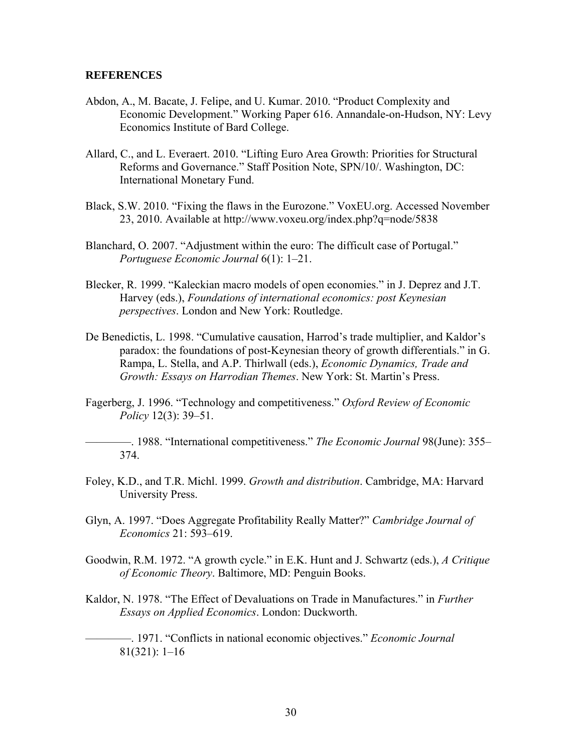**REFERENCES**

Abdon, A., M. Bacate, J. Felipe, and U. Kumar. 2010. "Product Complexity and Economic Development." Working Paper 616. Annandale-on-Hudson, NY: Levy Economics Institute of Bard College.

Allard, C., and L. Everaert. 2010. "Lifting Euro Area Growth: Priorities for Structural Reforms and Governance." Staff Position Note, SPN/10/. Washington, DC: International Monetary Fund.

Black, S.W. 2010. "Fixing the flaws in the Eurozone." VoxEU.org. Accessed November 23, 2010. Available at http://www.voxeu.org/index.php?q=node/5838

Blanchard, O. 2007. "Adjustment within the euro: The difficult case of Portugal." *Portuguese Economic Journal* 6(1): 1–21.

Blecker, R. 1999. "Kaleckian macro models of open economies." in J. Deprez and J.T. Harvey (eds.), *Foundations of international economics: post Keynesian perspectives*. London and New York: Routledge.

De Benedictis, L. 1998. "Cumulative causation, Harrod's trade multiplier, and Kaldor's paradox: the foundations of post-Keynesian theory of growth differentials." in G. Rampa, L. Stella, and A.P. Thirlwall (eds.), *Economic Dynamics, Trade and Growth: Essays on Harrodian Themes*. New York: St. Martin's Press.

Fagerberg, J. 1996. "Technology and competitiveness." *Oxford Review of Economic Policy* 12(3): 39–51.

————. 1988. "International competitiveness." *The Economic Journal* 98(June): 355–374.

Foley, K.D., and T.R. Michl. 1999. *Growth and distribution*. Cambridge, MA: Harvard University Press.

Glyn, A. 1997. "Does Aggregate Profitability Really Matter?" *Cambridge Journal of Economics* 21: 593–619.

Goodwin, R.M. 1972. "A growth cycle." in E.K. Hunt and J. Schwartz (eds.), *A Critique of Economic Theory*. Baltimore, MD: Penguin Books.

Kaldor, N. 1978. "The Effect of Devaluations on Trade in Manufactures." in *Further Essays on Applied Economics*. London: Duckworth.

————. 1971. "Conflicts in national economic objectives." *Economic Journal* 81(321): 1–16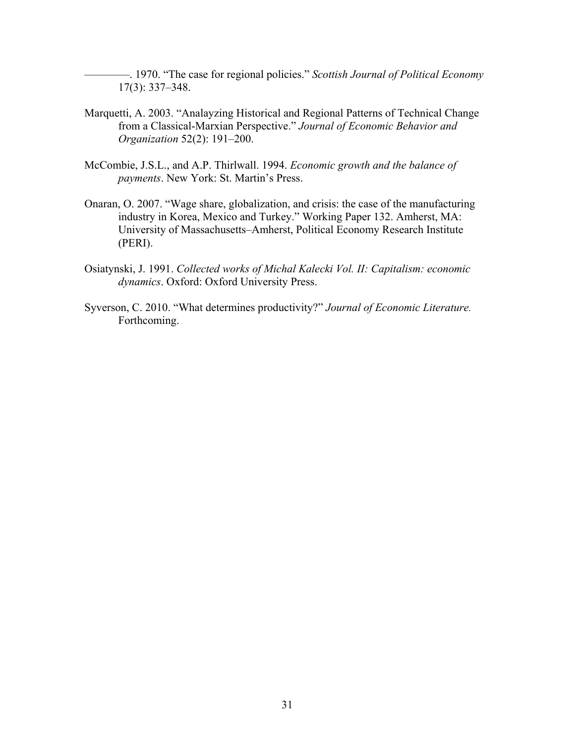————. 1970. "The case for regional policies." *Scottish Journal of Political Economy* 17(3): 337–348.

Marquetti, A. 2003. "Analayzing Historical and Regional Patterns of Technical Change from a Classical-Marxian Perspective." *Journal of Economic Behavior and Organization* 52(2): 191–200.

McCombie, J.S.L., and A.P. Thirlwall. 1994. *Economic growth and the balance of payments*. New York: St. Martin's Press.

Onaran, O. 2007. "Wage share, globalization, and crisis: the case of the manufacturing industry in Korea, Mexico and Turkey." Working Paper 132. Amherst, MA: University of Massachusetts–Amherst, Political Economy Research Institute (PERI).

Osiatynski, J. 1991. *Collected works of Michal Kalecki Vol. II: Capitalism: economic dynamics*. Oxford: Oxford University Press.

Syverson, C. 2010. "What determines productivity?" *Journal of Economic Literature.* Forthcoming.